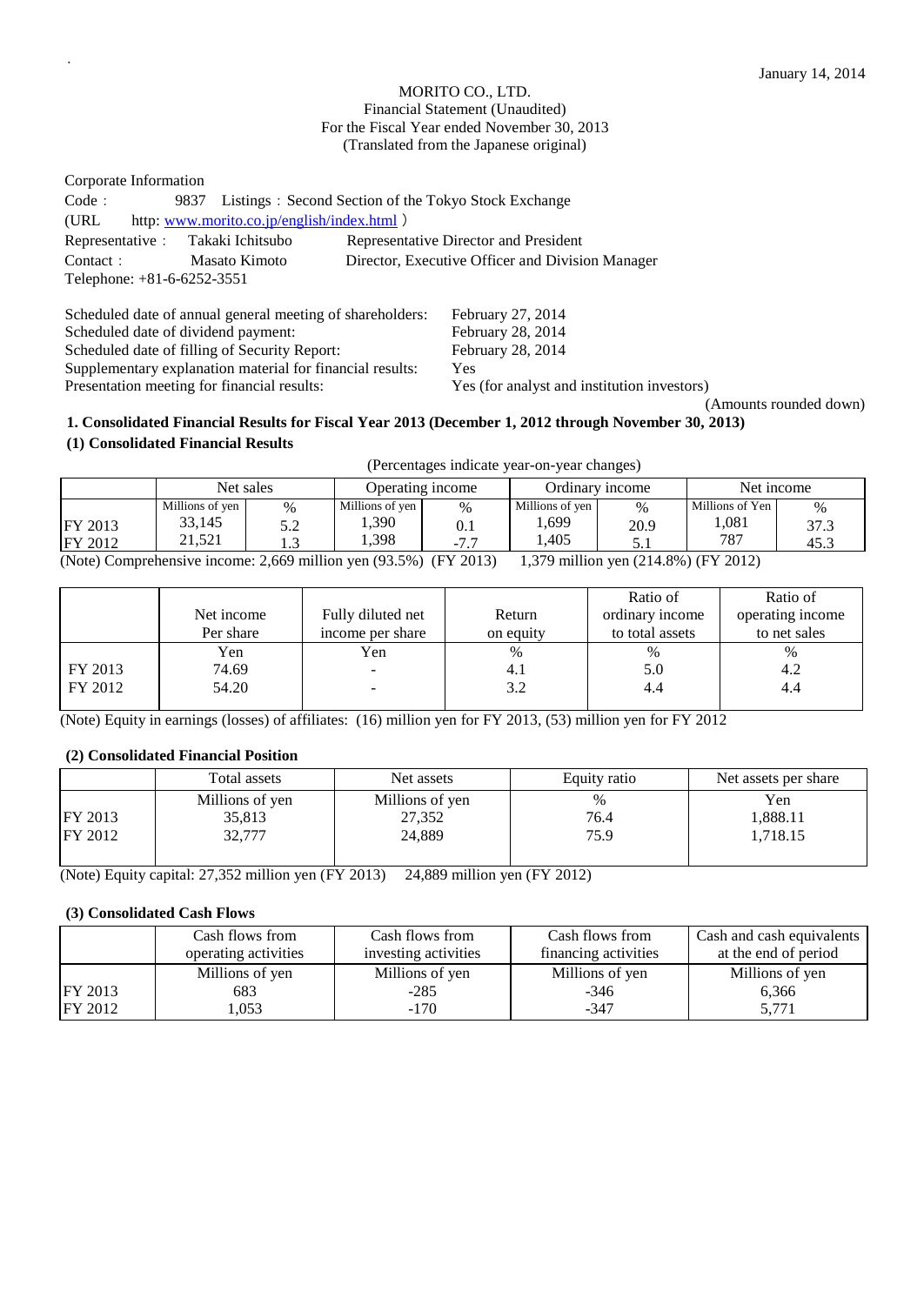January 14, 2014

MORITO CO., LTD.
Financial Statement (Unaudited)
For the Fiscal Year ended November 30, 2013
(Translated from the Japanese original)

Corporate Information

Code： 9837 Listings：Second Section of the Tokyo Stock Exchange

(URL http: www.morito.co.jp/english/index.html )

Representative： Takaki Ichitsubo Representative Director and President

Contact： Masato Kimoto Director, Executive Officer and Division Manager

Telephone: +81-6-6252-3551

Scheduled date of annual general meeting of shareholders: February 27, 2014
Scheduled date of dividend payment: February 28, 2014
Scheduled date of filling of Security Report: February 28, 2014
Supplementary explanation material for financial results: Yes
Presentation meeting for financial results: Yes (for analyst and institution investors)

(Amounts rounded down)

## 1. Consolidated Financial Results for Fiscal Year 2013 (December 1, 2012 through November 30, 2013)

### (1) Consolidated Financial Results

(Percentages indicate year-on-year changes)

| | Net sales | | Operating income | | Ordinary income | | Net income | |
|---|---|---|---|---|---|---|---|---|
| | Millions of yen | % | Millions of yen | % | Millions of yen | % | Millions of Yen | % |
| FY 2013 | 33,145 | 5.2 | 1,390 | 0.1 | 1,699 | 20.9 | 1,081 | 37.3 |
| FY 2012 | 21,521 | 1.3 | 1,398 | -7.7 | 1,405 | 5.1 | 787 | 45.3 |

(Note) Comprehensive income: 2,669 million yen (93.5%) (FY 2013) 1,379 million yen (214.8%) (FY 2012)

| | Net income Per share | Fully diluted net income per share | Return on equity | Ratio of ordinary income to total assets | Ratio of operating income to net sales |
|---|---|---|---|---|---|
| | Yen | Yen | % | % | % |
| FY 2013 | 74.69 | - | 4.1 | 5.0 | 4.2 |
| FY 2012 | 54.20 | - | 3.2 | 4.4 | 4.4 |

(Note) Equity in earnings (losses) of affiliates: (16) million yen for FY 2013, (53) million yen for FY 2012

### (2) Consolidated Financial Position

| | Total assets | Net assets | Equity ratio | Net assets per share |
|---|---|---|---|---|
| | Millions of yen | Millions of yen | % | Yen |
| FY 2013 | 35,813 | 27,352 | 76.4 | 1,888.11 |
| FY 2012 | 32,777 | 24,889 | 75.9 | 1,718.15 |

(Note) Equity capital: 27,352 million yen (FY 2013) 24,889 million yen (FY 2012)

### (3) Consolidated Cash Flows

| | Cash flows from operating activities | Cash flows from investing activities | Cash flows from financing activities | Cash and cash equivalents at the end of period |
|---|---|---|---|---|
| | Millions of yen | Millions of yen | Millions of yen | Millions of yen |
| FY 2013 | 683 | -285 | -346 | 6,366 |
| FY 2012 | 1,053 | -170 | -347 | 5,771 |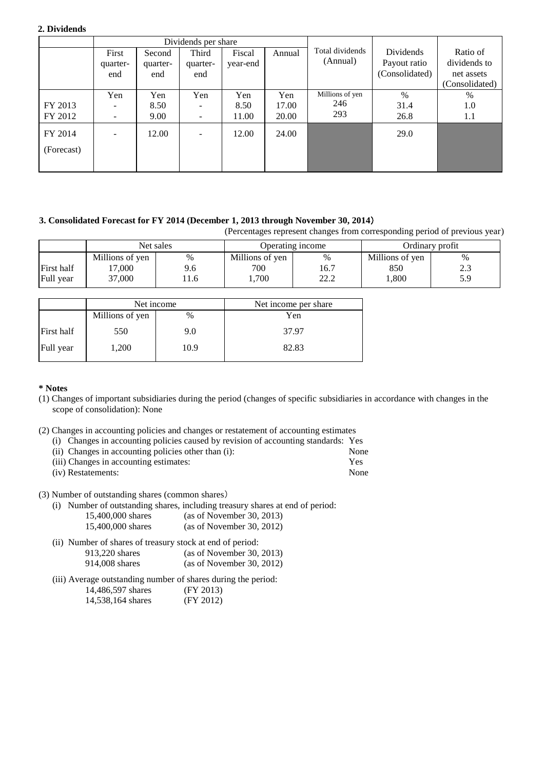**2. Dividends**

| | Dividends per share | | | | | Total dividends (Annual) | Dividends Payout ratio (Consolidated) | Ratio of dividends to net assets (Consolidated) |
|---|---|---|---|---|---|---|---|---|
| | First quarter-end | Second quarter-end | Third quarter-end | Fiscal year-end | Annual | | | |
| | Yen | Yen | Yen | Yen | Yen | Millions of yen | % | % |
| FY 2013 | - | 8.50 | - | 8.50 | 17.00 | 246 | 31.4 | 1.0 |
| FY 2012 | - | 9.00 | - | 11.00 | 20.00 | 293 | 26.8 | 1.1 |
| FY 2014 (Forecast) | - | 12.00 | - | 12.00 | 24.00 | | 29.0 | |

**3. Consolidated Forecast for FY 2014 (December 1, 2013 through November 30, 2014)**

(Percentages represent changes from corresponding period of previous year)

| | Net sales | | Operating income | | Ordinary profit | |
|---|---|---|---|---|---|---|
| | Millions of yen | % | Millions of yen | % | Millions of yen | % |
| First half | 17,000 | 9.6 | 700 | 16.7 | 850 | 2.3 |
| Full year | 37,000 | 11.6 | 1,700 | 22.2 | 1,800 | 5.9 |

| | Net income | | Net income per share |
|---|---|---|---|
| | Millions of yen | % | Yen |
| First half | 550 | 9.0 | 37.97 |
| Full year | 1,200 | 10.9 | 82.83 |

**\* Notes**

(1) Changes of important subsidiaries during the period (changes of specific subsidiaries in accordance with changes in the scope of consolidation): None

(2) Changes in accounting policies and changes or restatement of accounting estimates

- (i) Changes in accounting policies caused by revision of accounting standards: Yes
- (ii) Changes in accounting policies other than (i): None
- (iii) Changes in accounting estimates: Yes
- (iv) Restatements: None

(3) Number of outstanding shares (common shares)

(i) Number of outstanding shares, including treasury shares at end of period:

- 15,400,000 shares (as of November 30, 2013)
- 15,400,000 shares (as of November 30, 2012)

(ii) Number of shares of treasury stock at end of period:

- 913,220 shares (as of November 30, 2013)
- 914,008 shares (as of November 30, 2012)

(iii) Average outstanding number of shares during the period:

- 14,486,597 shares (FY 2013)
- 14,538,164 shares (FY 2012)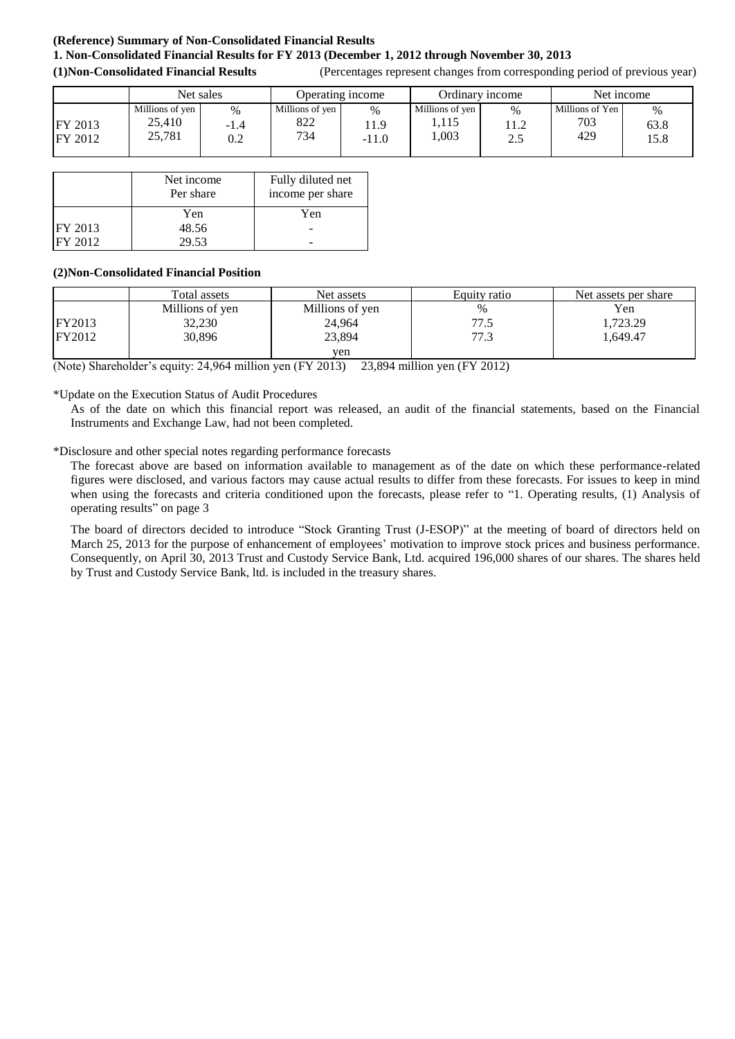**(Reference) Summary of Non-Consolidated Financial Results**

**1. Non-Consolidated Financial Results for FY 2013 (December 1, 2012 through November 30, 2013**

**(1)Non-Consolidated Financial Results** (Percentages represent changes from corresponding period of previous year)

| | Net sales | | Operating income | | Ordinary income | | Net income | |
|---|---|---|---|---|---|---|---|---|
| | Millions of yen | % | Millions of yen | % | Millions of yen | % | Millions of Yen | % |
| FY 2013 | 25,410 | -1.4 | 822 | 11.9 | 1,115 | 11.2 | 703 | 63.8 |
| FY 2012 | 25,781 | 0.2 | 734 | -11.0 | 1,003 | 2.5 | 429 | 15.8 |

| | Net income Per share | Fully diluted net income per share |
|---|---|---|
| | Yen | Yen |
| FY 2013 | 48.56 | - |
| FY 2012 | 29.53 | - |

**(2)Non-Consolidated Financial Position**

| | Total assets | Net assets | Equity ratio | Net assets per share |
|---|---|---|---|---|
| | Millions of yen | Millions of yen | % | Yen |
| FY2013 | 32,230 | 24,964 | 77.5 | 1,723.29 |
| FY2012 | 30,896 | 23,894 | 77.3 | 1,649.47 |
| | | yen | | |

(Note) Shareholder's equity: 24,964 million yen (FY 2013) 23,894 million yen (FY 2012)

*Update on the Execution Status of Audit Procedures

As of the date on which this financial report was released, an audit of the financial statements, based on the Financial Instruments and Exchange Law, had not been completed.

*Disclosure and other special notes regarding performance forecasts

The forecast above are based on information available to management as of the date on which these performance-related figures were disclosed, and various factors may cause actual results to differ from these forecasts. For issues to keep in mind when using the forecasts and criteria conditioned upon the forecasts, please refer to "1. Operating results, (1) Analysis of operating results" on page 3

The board of directors decided to introduce "Stock Granting Trust (J-ESOP)" at the meeting of board of directors held on March 25, 2013 for the purpose of enhancement of employees' motivation to improve stock prices and business performance. Consequently, on April 30, 2013 Trust and Custody Service Bank, Ltd. acquired 196,000 shares of our shares. The shares held by Trust and Custody Service Bank, ltd. is included in the treasury shares.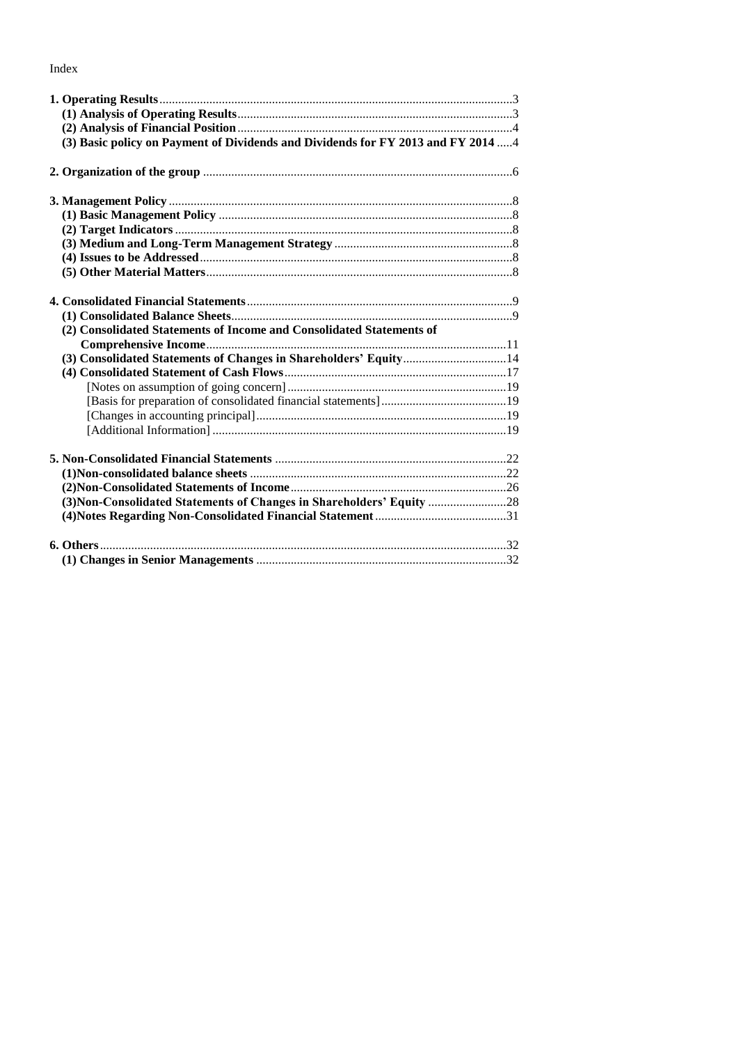Index

| | |
|---|---|
| **1. Operating Results** | 3 |
| **(1) Analysis of Operating Results** | 3 |
| **(2) Analysis of Financial Position** | 4 |
| **(3) Basic policy on Payment of Dividends and Dividends for FY 2013 and FY 2014** | 4 |
| **2. Organization of the group** | 6 |
| **3. Management Policy** | 8 |
| **(1) Basic Management Policy** | 8 |
| **(2) Target Indicators** | 8 |
| **(3) Medium and Long-Term Management Strategy** | 8 |
| **(4) Issues to be Addressed** | 8 |
| **(5) Other Material Matters** | 8 |
| **4. Consolidated Financial Statements** | 9 |
| **(1) Consolidated Balance Sheets** | 9 |
| **(2) Consolidated Statements of Income and Consolidated Statements of Comprehensive Income** | 11 |
| **(3) Consolidated Statements of Changes in Shareholders' Equity** | 14 |
| **(4) Consolidated Statement of Cash Flows** | 17 |
| [Notes on assumption of going concern] | 19 |
| [Basis for preparation of consolidated financial statements] | 19 |
| [Changes in accounting principal] | 19 |
| [Additional Information] | 19 |
| **5. Non-Consolidated Financial Statements** | 22 |
| **(1)Non-consolidated balance sheets** | 22 |
| **(2)Non-Consolidated Statements of Income** | 26 |
| **(3)Non-Consolidated Statements of Changes in Shareholders' Equity** | 28 |
| **(4)Notes Regarding Non-Consolidated Financial Statement** | 31 |
| **6. Others** | 32 |
| **(1) Changes in Senior Managements** | 32 |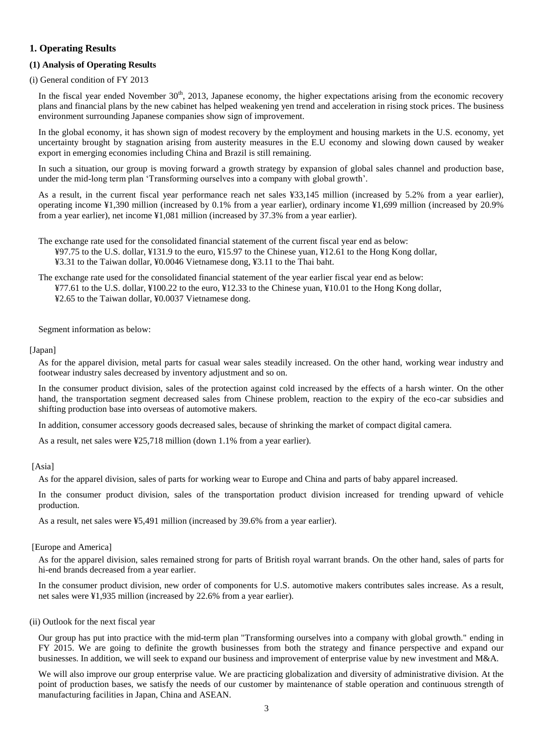## 1. Operating Results

### (1) Analysis of Operating Results

(i) General condition of FY 2013

In the fiscal year ended November 30th, 2013, Japanese economy, the higher expectations arising from the economic recovery plans and financial plans by the new cabinet has helped weakening yen trend and acceleration in rising stock prices. The business environment surrounding Japanese companies show sign of improvement.

In the global economy, it has shown sign of modest recovery by the employment and housing markets in the U.S. economy, yet uncertainty brought by stagnation arising from austerity measures in the E.U economy and slowing down caused by weaker export in emerging economies including China and Brazil is still remaining.

In such a situation, our group is moving forward a growth strategy by expansion of global sales channel and production base, under the mid-long term plan 'Transforming ourselves into a company with global growth'.

As a result, in the current fiscal year performance reach net sales ¥33,145 million (increased by 5.2% from a year earlier), operating income ¥1,390 million (increased by 0.1% from a year earlier), ordinary income ¥1,699 million (increased by 20.9% from a year earlier), net income ¥1,081 million (increased by 37.3% from a year earlier).

The exchange rate used for the consolidated financial statement of the current fiscal year end as below:
¥97.75 to the U.S. dollar, ¥131.9 to the euro, ¥15.97 to the Chinese yuan, ¥12.61 to the Hong Kong dollar, ¥3.31 to the Taiwan dollar, ¥0.0046 Vietnamese dong, ¥3.11 to the Thai baht.

The exchange rate used for the consolidated financial statement of the year earlier fiscal year end as below:
¥77.61 to the U.S. dollar, ¥100.22 to the euro, ¥12.33 to the Chinese yuan, ¥10.01 to the Hong Kong dollar, ¥2.65 to the Taiwan dollar, ¥0.0037 Vietnamese dong.

Segment information as below:

[Japan]

As for the apparel division, metal parts for casual wear sales steadily increased. On the other hand, working wear industry and footwear industry sales decreased by inventory adjustment and so on.

In the consumer product division, sales of the protection against cold increased by the effects of a harsh winter. On the other hand, the transportation segment decreased sales from Chinese problem, reaction to the expiry of the eco-car subsidies and shifting production base into overseas of automotive makers.

In addition, consumer accessory goods decreased sales, because of shrinking the market of compact digital camera.

As a result, net sales were ¥25,718 million (down 1.1% from a year earlier).

[Asia]

As for the apparel division, sales of parts for working wear to Europe and China and parts of baby apparel increased.

In the consumer product division, sales of the transportation product division increased for trending upward of vehicle production.

As a result, net sales were ¥5,491 million (increased by 39.6% from a year earlier).

[Europe and America]

As for the apparel division, sales remained strong for parts of British royal warrant brands. On the other hand, sales of parts for hi-end brands decreased from a year earlier.

In the consumer product division, new order of components for U.S. automotive makers contributes sales increase. As a result, net sales were ¥1,935 million (increased by 22.6% from a year earlier).

(ii) Outlook for the next fiscal year

Our group has put into practice with the mid-term plan "Transforming ourselves into a company with global growth." ending in FY 2015. We are going to definite the growth businesses from both the strategy and finance perspective and expand our businesses. In addition, we will seek to expand our business and improvement of enterprise value by new investment and M&A.

We will also improve our group enterprise value. We are practicing globalization and diversity of administrative division. At the point of production bases, we satisfy the needs of our customer by maintenance of stable operation and continuous strength of manufacturing facilities in Japan, China and ASEAN.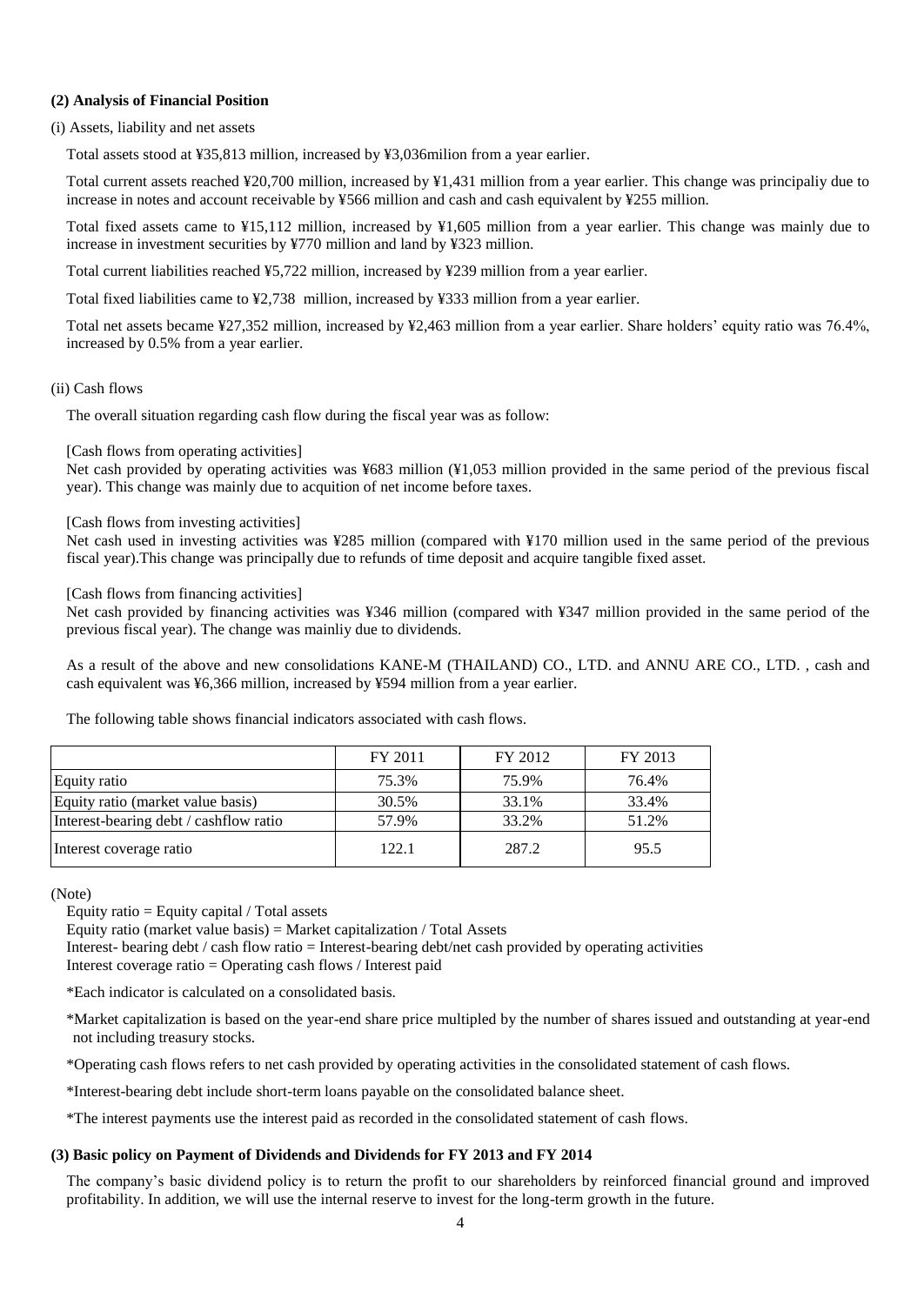### (2) Analysis of Financial Position

(i) Assets, liability and net assets

Total assets stood at ¥35,813 million, increased by ¥3,036milion from a year earlier.

Total current assets reached ¥20,700 million, increased by ¥1,431 million from a year earlier. This change was principaliy due to increase in notes and account receivable by ¥566 million and cash and cash equivalent by ¥255 million.

Total fixed assets came to ¥15,112 million, increased by ¥1,605 million from a year earlier. This change was mainly due to increase in investment securities by ¥770 million and land by ¥323 million.

Total current liabilities reached ¥5,722 million, increased by ¥239 million from a year earlier.

Total fixed liabilities came to ¥2,738 million, increased by ¥333 million from a year earlier.

Total net assets became ¥27,352 million, increased by ¥2,463 million from a year earlier. Share holders' equity ratio was 76.4%, increased by 0.5% from a year earlier.

(ii) Cash flows

The overall situation regarding cash flow during the fiscal year was as follow:

[Cash flows from operating activities]
Net cash provided by operating activities was ¥683 million (¥1,053 million provided in the same period of the previous fiscal year). This change was mainly due to acquition of net income before taxes.

[Cash flows from investing activities]
Net cash used in investing activities was ¥285 million (compared with ¥170 million used in the same period of the previous fiscal year).This change was principally due to refunds of time deposit and acquire tangible fixed asset.

[Cash flows from financing activities]
Net cash provided by financing activities was ¥346 million (compared with ¥347 million provided in the same period of the previous fiscal year). The change was mainliy due to dividends.

As a result of the above and new consolidations KANE-M (THAILAND) CO., LTD. and ANNU ARE CO., LTD. , cash and cash equivalent was ¥6,366 million, increased by ¥594 million from a year earlier.

The following table shows financial indicators associated with cash flows.

| | FY 2011 | FY 2012 | FY 2013 |
|---|---|---|---|
| Equity ratio | 75.3% | 75.9% | 76.4% |
| Equity ratio (market value basis) | 30.5% | 33.1% | 33.4% |
| Interest-bearing debt / cashflow ratio | 57.9% | 33.2% | 51.2% |
| Interest coverage ratio | 122.1 | 287.2 | 95.5 |

(Note)

Equity ratio = Equity capital / Total assets
Equity ratio (market value basis) = Market capitalization / Total Assets
Interest- bearing debt / cash flow ratio = Interest-bearing debt/net cash provided by operating activities
Interest coverage ratio = Operating cash flows / Interest paid

*Each indicator is calculated on a consolidated basis.

*Market capitalization is based on the year-end share price multipled by the number of shares issued and outstanding at year-end not including treasury stocks.

*Operating cash flows refers to net cash provided by operating activities in the consolidated statement of cash flows.

*Interest-bearing debt include short-term loans payable on the consolidated balance sheet.

*The interest payments use the interest paid as recorded in the consolidated statement of cash flows.

### (3) Basic policy on Payment of Dividends and Dividends for FY 2013 and FY 2014

The company's basic dividend policy is to return the profit to our shareholders by reinforced financial ground and improved profitability. In addition, we will use the internal reserve to invest for the long-term growth in the future.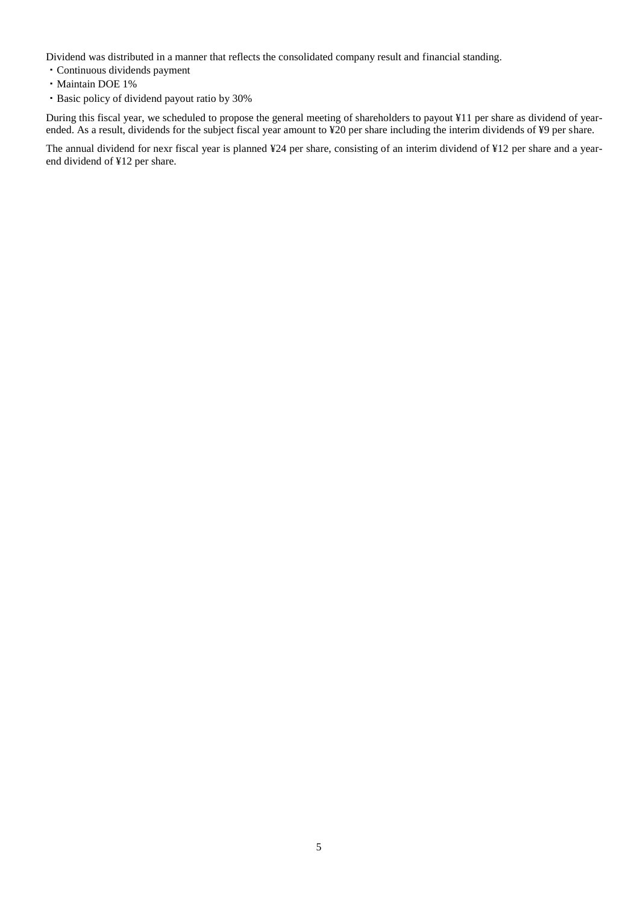Dividend was distributed in a manner that reflects the consolidated company result and financial standing.

・Continuous dividends payment
・Maintain DOE 1%
・Basic policy of dividend payout ratio by 30%

During this fiscal year, we scheduled to propose the general meeting of shareholders to payout ¥11 per share as dividend of year-ended. As a result, dividends for the subject fiscal year amount to ¥20 per share including the interim dividends of ¥9 per share.

The annual dividend for nexr fiscal year is planned ¥24 per share, consisting of an interim dividend of ¥12 per share and a year-end dividend of ¥12 per share.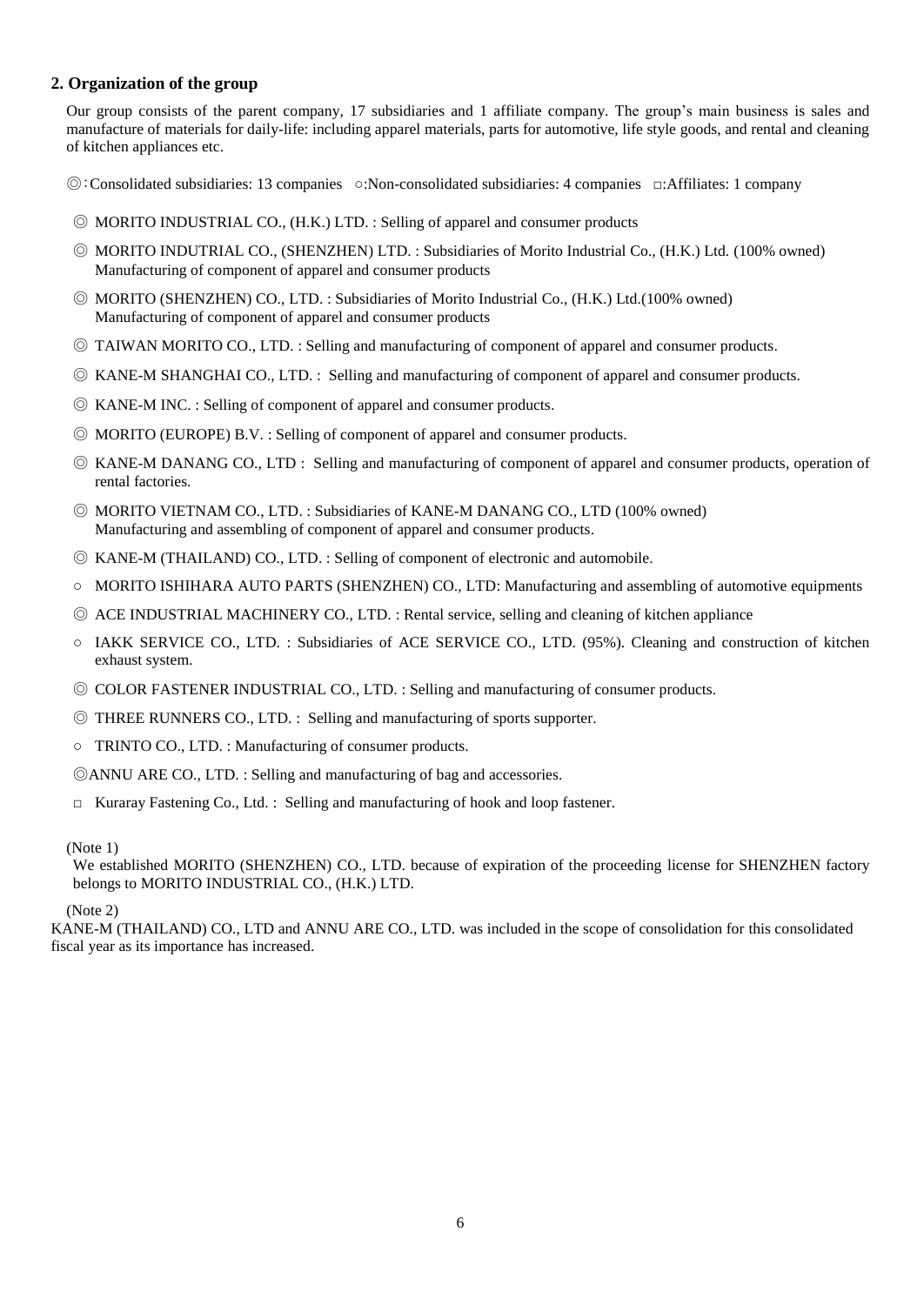## 2. Organization of the group

Our group consists of the parent company, 17 subsidiaries and 1 affiliate company. The group's main business is sales and manufacture of materials for daily-life: including apparel materials, parts for automotive, life style goods, and rental and cleaning of kitchen appliances etc.

◎：Consolidated subsidiaries: 13 companies　○:Non-consolidated subsidiaries: 4 companies　□:Affiliates: 1 company

◎ MORITO INDUSTRIAL CO., (H.K.) LTD. : Selling of apparel and consumer products

◎ MORITO INDUTRIAL CO., (SHENZHEN) LTD. : Subsidiaries of Morito Industrial Co., (H.K.) Ltd. (100% owned)
Manufacturing of component of apparel and consumer products

◎ MORITO (SHENZHEN) CO., LTD. : Subsidiaries of Morito Industrial Co., (H.K.) Ltd.(100% owned)
Manufacturing of component of apparel and consumer products

◎ TAIWAN MORITO CO., LTD. : Selling and manufacturing of component of apparel and consumer products.

◎ KANE-M SHANGHAI CO., LTD. : Selling and manufacturing of component of apparel and consumer products.

◎ KANE-M INC. : Selling of component of apparel and consumer products.

◎ MORITO (EUROPE) B.V. : Selling of component of apparel and consumer products.

◎ KANE-M DANANG CO., LTD : Selling and manufacturing of component of apparel and consumer products, operation of rental factories.

◎ MORITO VIETNAM CO., LTD. : Subsidiaries of KANE-M DANANG CO., LTD (100% owned)
Manufacturing and assembling of component of apparel and consumer products.

◎ KANE-M (THAILAND) CO., LTD. : Selling of component of electronic and automobile.

○ MORITO ISHIHARA AUTO PARTS (SHENZHEN) CO., LTD: Manufacturing and assembling of automotive equipments

◎ ACE INDUSTRIAL MACHINERY CO., LTD. : Rental service, selling and cleaning of kitchen appliance

○ IAKK SERVICE CO., LTD. : Subsidiaries of ACE SERVICE CO., LTD. (95%). Cleaning and construction of kitchen exhaust system.

◎ COLOR FASTENER INDUSTRIAL CO., LTD. : Selling and manufacturing of consumer products.

◎ THREE RUNNERS CO., LTD. : Selling and manufacturing of sports supporter.

○ TRINTO CO., LTD. : Manufacturing of consumer products.

◎ANNU ARE CO., LTD. : Selling and manufacturing of bag and accessories.

□ Kuraray Fastening Co., Ltd. : Selling and manufacturing of hook and loop fastener.

(Note 1)

We established MORITO (SHENZHEN) CO., LTD. because of expiration of the proceeding license for SHENZHEN factory belongs to MORITO INDUSTRIAL CO., (H.K.) LTD.

(Note 2)

KANE-M (THAILAND) CO., LTD and ANNU ARE CO., LTD. was included in the scope of consolidation for this consolidated fiscal year as its importance has increased.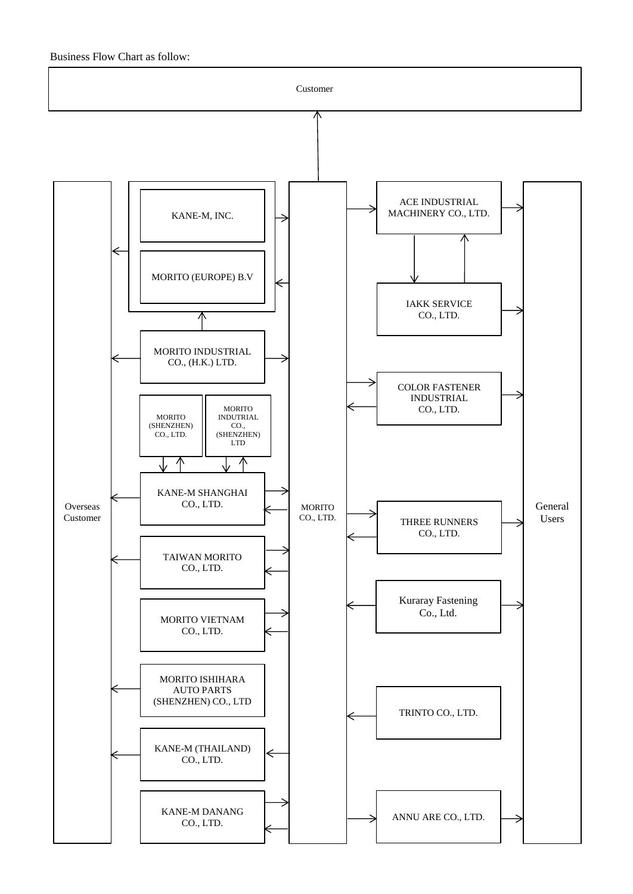Business Flow Chart as follow:

Customer

KANE-M, INC.

MORITO (EUROPE) B.V

MORITO INDUSTRIAL CO., (H.K.) LTD.

MORITO (SHENZHEN) CO., LTD.

MORITO INDUTRIAL CO., (SHENZHEN) LTD

KANE-M SHANGHAI CO., LTD.

TAIWAN MORITO CO., LTD.

MORITO VIETNAM CO., LTD.

MORITO ISHIHARA AUTO PARTS (SHENZHEN) CO., LTD

KANE-M (THAILAND) CO., LTD.

KANE-M DANANG CO., LTD.

Overseas Customer

MORITO CO., LTD.

ACE INDUSTRIAL MACHINERY CO., LTD.

IAKK SERVICE CO., LTD.

COLOR FASTENER INDUSTRIAL CO., LTD.

THREE RUNNERS CO., LTD.

Kuraray Fastening Co., Ltd.

TRINTO CO., LTD.

ANNU ARE CO., LTD.

General Users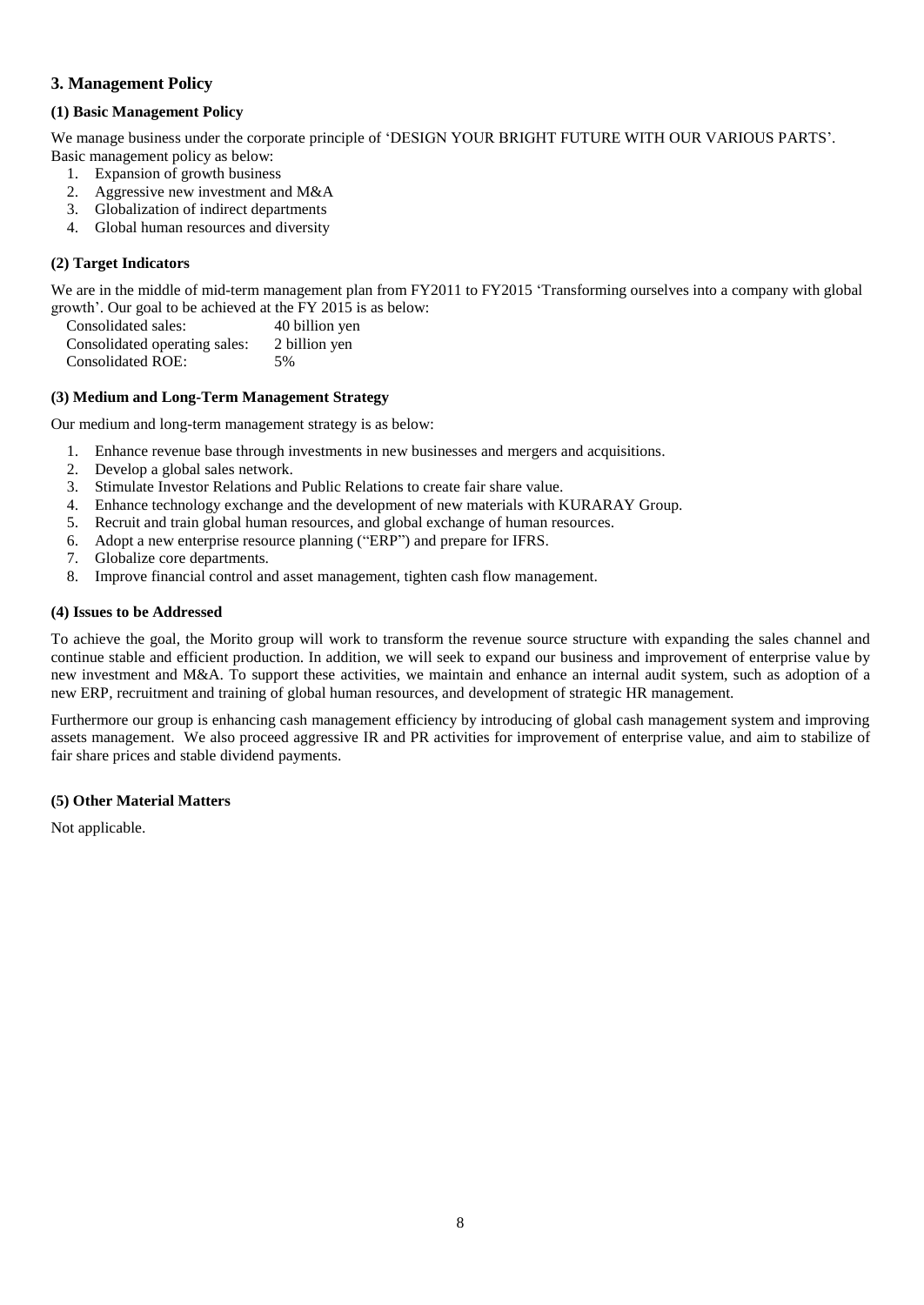## 3. Management Policy

### (1) Basic Management Policy

We manage business under the corporate principle of 'DESIGN YOUR BRIGHT FUTURE WITH OUR VARIOUS PARTS'.
Basic management policy as below:

1. Expansion of growth business
2. Aggressive new investment and M&A
3. Globalization of indirect departments
4. Global human resources and diversity

### (2) Target Indicators

We are in the middle of mid-term management plan from FY2011 to FY2015 'Transforming ourselves into a company with global growth'. Our goal to be achieved at the FY 2015 is as below:

| | |
|---|---|
| Consolidated sales: | 40 billion yen |
| Consolidated operating sales: | 2 billion yen |
| Consolidated ROE: | 5% |

### (3) Medium and Long-Term Management Strategy

Our medium and long-term management strategy is as below:

1. Enhance revenue base through investments in new businesses and mergers and acquisitions.
2. Develop a global sales network.
3. Stimulate Investor Relations and Public Relations to create fair share value.
4. Enhance technology exchange and the development of new materials with KURARAY Group.
5. Recruit and train global human resources, and global exchange of human resources.
6. Adopt a new enterprise resource planning ("ERP") and prepare for IFRS.
7. Globalize core departments.
8. Improve financial control and asset management, tighten cash flow management.

### (4) Issues to be Addressed

To achieve the goal, the Morito group will work to transform the revenue source structure with expanding the sales channel and continue stable and efficient production. In addition, we will seek to expand our business and improvement of enterprise value by new investment and M&A. To support these activities, we maintain and enhance an internal audit system, such as adoption of a new ERP, recruitment and training of global human resources, and development of strategic HR management.

Furthermore our group is enhancing cash management efficiency by introducing of global cash management system and improving assets management. We also proceed aggressive IR and PR activities for improvement of enterprise value, and aim to stabilize of fair share prices and stable dividend payments.

### (5) Other Material Matters

Not applicable.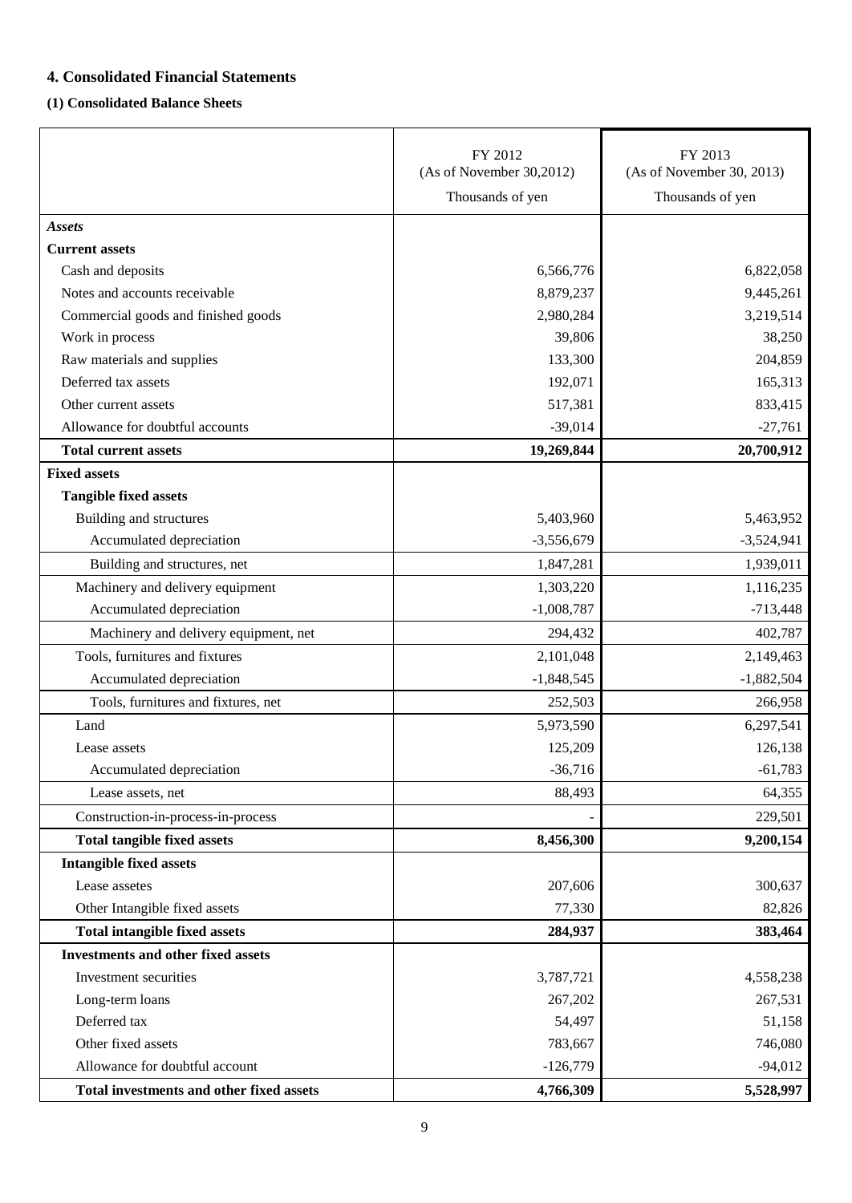## 4. Consolidated Financial Statements

### (1) Consolidated Balance Sheets

| | FY 2012 (As of November 30,2012) Thousands of yen | FY 2013 (As of November 30, 2013) Thousands of yen |
|---|---|---|
| ***Assets*** | | |
| **Current assets** | | |
| Cash and deposits | 6,566,776 | 6,822,058 |
| Notes and accounts receivable | 8,879,237 | 9,445,261 |
| Commercial goods and finished goods | 2,980,284 | 3,219,514 |
| Work in process | 39,806 | 38,250 |
| Raw materials and supplies | 133,300 | 204,859 |
| Deferred tax assets | 192,071 | 165,313 |
| Other current assets | 517,381 | 833,415 |
| Allowance for doubtful accounts | -39,014 | -27,761 |
| **Total current assets** | **19,269,844** | **20,700,912** |
| **Fixed assets** | | |
| **Tangible fixed assets** | | |
| Building and structures | 5,403,960 | 5,463,952 |
| Accumulated depreciation | -3,556,679 | -3,524,941 |
| Building and structures, net | 1,847,281 | 1,939,011 |
| Machinery and delivery equipment | 1,303,220 | 1,116,235 |
| Accumulated depreciation | -1,008,787 | -713,448 |
| Machinery and delivery equipment, net | 294,432 | 402,787 |
| Tools, furnitures and fixtures | 2,101,048 | 2,149,463 |
| Accumulated depreciation | -1,848,545 | -1,882,504 |
| Tools, furnitures and fixtures, net | 252,503 | 266,958 |
| Land | 5,973,590 | 6,297,541 |
| Lease assets | 125,209 | 126,138 |
| Accumulated depreciation | -36,716 | -61,783 |
| Lease assets, net | 88,493 | 64,355 |
| Construction-in-process-in-process | - | 229,501 |
| **Total tangible fixed assets** | **8,456,300** | **9,200,154** |
| **Intangible fixed assets** | | |
| Lease assetes | 207,606 | 300,637 |
| Other Intangible fixed assets | 77,330 | 82,826 |
| **Total intangible fixed assets** | **284,937** | **383,464** |
| **Investments and other fixed assets** | | |
| Investment securities | 3,787,721 | 4,558,238 |
| Long-term loans | 267,202 | 267,531 |
| Deferred tax | 54,497 | 51,158 |
| Other fixed assets | 783,667 | 746,080 |
| Allowance for doubtful account | -126,779 | -94,012 |
| **Total investments and other fixed assets** | **4,766,309** | **5,528,997** |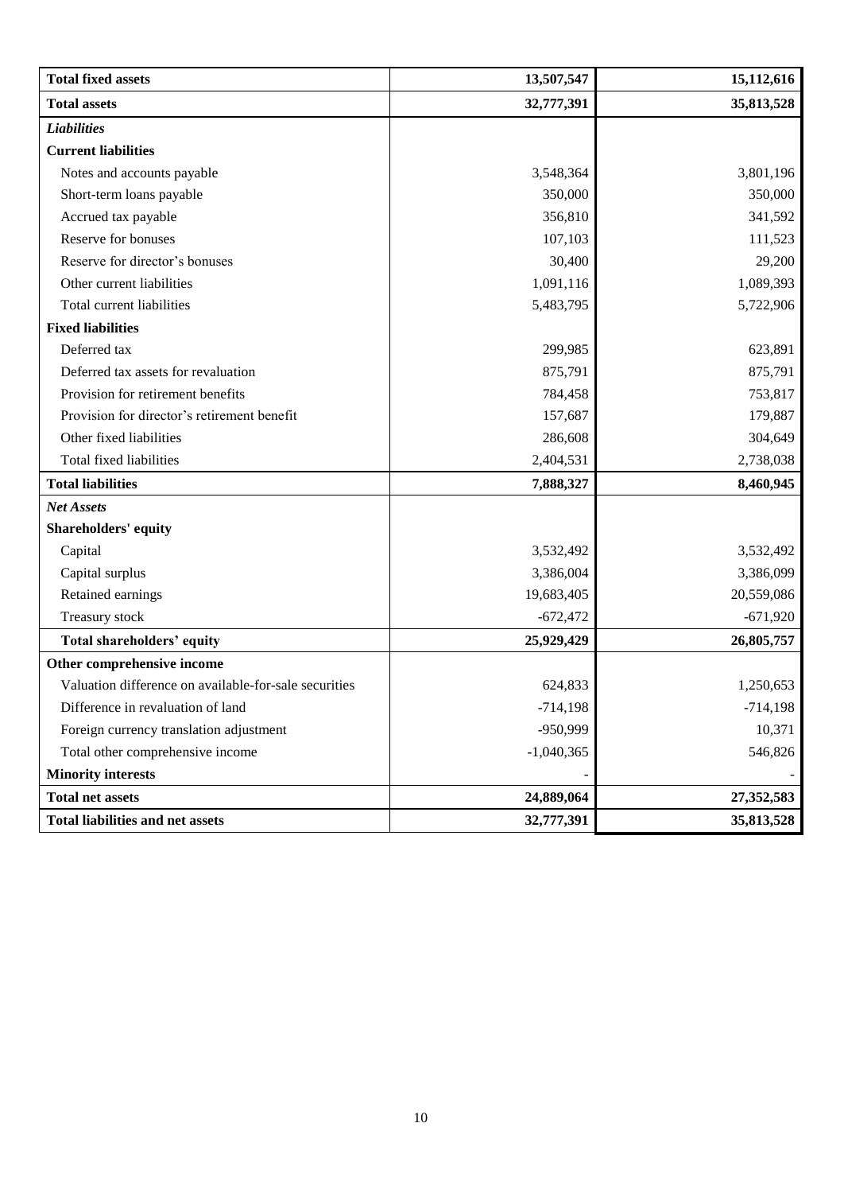| | | |
|---|---|---|
| **Total fixed assets** | **13,507,547** | **15,112,616** |
| **Total assets** | **32,777,391** | **35,813,528** |
| ***Liabilities*** | | |
| **Current liabilities** | | |
| Notes and accounts payable | 3,548,364 | 3,801,196 |
| Short-term loans payable | 350,000 | 350,000 |
| Accrued tax payable | 356,810 | 341,592 |
| Reserve for bonuses | 107,103 | 111,523 |
| Reserve for director's bonuses | 30,400 | 29,200 |
| Other current liabilities | 1,091,116 | 1,089,393 |
| Total current liabilities | 5,483,795 | 5,722,906 |
| **Fixed liabilities** | | |
| Deferred tax | 299,985 | 623,891 |
| Deferred tax assets for revaluation | 875,791 | 875,791 |
| Provision for retirement benefits | 784,458 | 753,817 |
| Provision for director's retirement benefit | 157,687 | 179,887 |
| Other fixed liabilities | 286,608 | 304,649 |
| Total fixed liabilities | 2,404,531 | 2,738,038 |
| **Total liabilities** | **7,888,327** | **8,460,945** |
| ***Net Assets*** | | |
| **Shareholders' equity** | | |
| Capital | 3,532,492 | 3,532,492 |
| Capital surplus | 3,386,004 | 3,386,099 |
| Retained earnings | 19,683,405 | 20,559,086 |
| Treasury stock | -672,472 | -671,920 |
| **Total shareholders' equity** | **25,929,429** | **26,805,757** |
| **Other comprehensive income** | | |
| Valuation difference on available-for-sale securities | 624,833 | 1,250,653 |
| Difference in revaluation of land | -714,198 | -714,198 |
| Foreign currency translation adjustment | -950,999 | 10,371 |
| Total other comprehensive income | -1,040,365 | 546,826 |
| **Minority interests** | - | - |
| **Total net assets** | **24,889,064** | **27,352,583** |
| **Total liabilities and net assets** | **32,777,391** | **35,813,528** |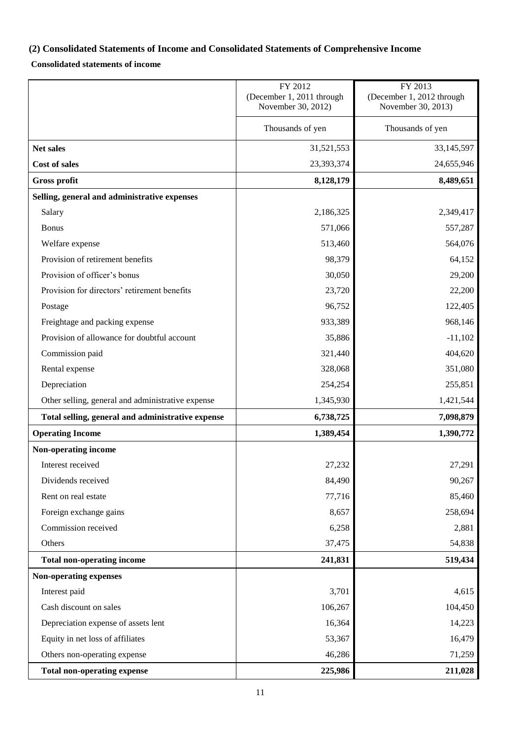## (2) Consolidated Statements of Income and Consolidated Statements of Comprehensive Income

**Consolidated statements of income**

| | FY 2012 (December 1, 2011 through November 30, 2012) | FY 2013 (December 1, 2012 through November 30, 2013) |
|---|---|---|
| | Thousands of yen | Thousands of yen |
| **Net sales** | 31,521,553 | 33,145,597 |
| **Cost of sales** | 23,393,374 | 24,655,946 |
| **Gross profit** | **8,128,179** | **8,489,651** |
| **Selling, general and administrative expenses** | | |
| Salary | 2,186,325 | 2,349,417 |
| Bonus | 571,066 | 557,287 |
| Welfare expense | 513,460 | 564,076 |
| Provision of retirement benefits | 98,379 | 64,152 |
| Provision of officer's bonus | 30,050 | 29,200 |
| Provision for directors' retirement benefits | 23,720 | 22,200 |
| Postage | 96,752 | 122,405 |
| Freightage and packing expense | 933,389 | 968,146 |
| Provision of allowance for doubtful account | 35,886 | -11,102 |
| Commission paid | 321,440 | 404,620 |
| Rental expense | 328,068 | 351,080 |
| Depreciation | 254,254 | 255,851 |
| Other selling, general and administrative expense | 1,345,930 | 1,421,544 |
| **Total selling, general and administrative expense** | **6,738,725** | **7,098,879** |
| **Operating Income** | **1,389,454** | **1,390,772** |
| **Non-operating income** | | |
| Interest received | 27,232 | 27,291 |
| Dividends received | 84,490 | 90,267 |
| Rent on real estate | 77,716 | 85,460 |
| Foreign exchange gains | 8,657 | 258,694 |
| Commission received | 6,258 | 2,881 |
| Others | 37,475 | 54,838 |
| **Total non-operating income** | **241,831** | **519,434** |
| **Non-operating expenses** | | |
| Interest paid | 3,701 | 4,615 |
| Cash discount on sales | 106,267 | 104,450 |
| Depreciation expense of assets lent | 16,364 | 14,223 |
| Equity in net loss of affiliates | 53,367 | 16,479 |
| Others non-operating expense | 46,286 | 71,259 |
| **Total non-operating expense** | **225,986** | **211,028** |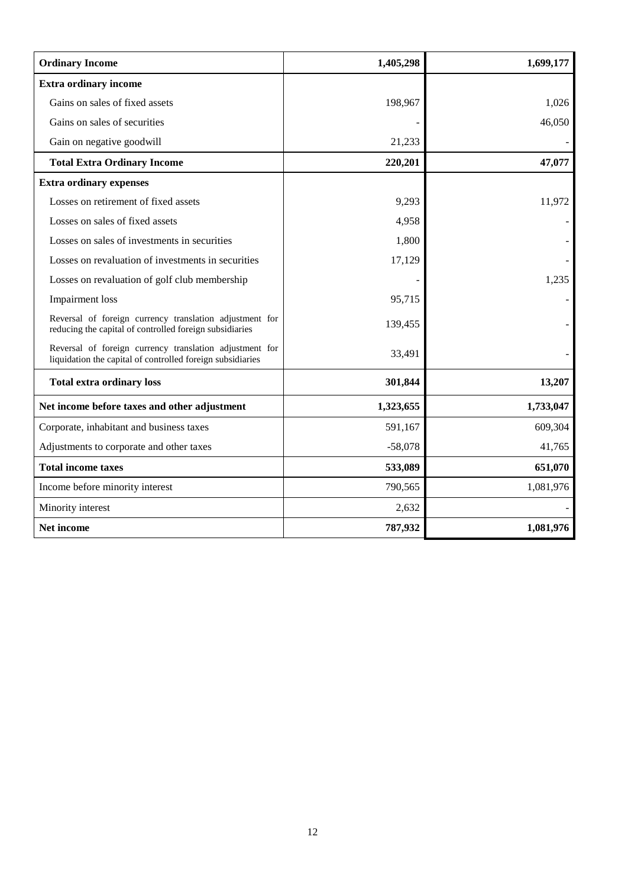| Ordinary Income | 1,405,298 | 1,699,177 |
|---|---|---|
| **Extra ordinary income** | | |
| Gains on sales of fixed assets | 198,967 | 1,026 |
| Gains on sales of securities | - | 46,050 |
| Gain on negative goodwill | 21,233 | - |
| **Total Extra Ordinary Income** | **220,201** | **47,077** |
| **Extra ordinary expenses** | | |
| Losses on retirement of fixed assets | 9,293 | 11,972 |
| Losses on sales of fixed assets | 4,958 | - |
| Losses on sales of investments in securities | 1,800 | - |
| Losses on revaluation of investments in securities | 17,129 | - |
| Losses on revaluation of golf club membership | - | 1,235 |
| Impairment loss | 95,715 | - |
| Reversal of foreign currency translation adjustment for reducing the capital of controlled foreign subsidiaries | 139,455 | - |
| Reversal of foreign currency translation adjustment for liquidation the capital of controlled foreign subsidiaries | 33,491 | - |
| **Total extra ordinary loss** | **301,844** | **13,207** |
| **Net income before taxes and other adjustment** | **1,323,655** | **1,733,047** |
| Corporate, inhabitant and business taxes | 591,167 | 609,304 |
| Adjustments to corporate and other taxes | -58,078 | 41,765 |
| **Total income taxes** | **533,089** | **651,070** |
| Income before minority interest | 790,565 | 1,081,976 |
| Minority interest | 2,632 | - |
| **Net income** | **787,932** | **1,081,976** |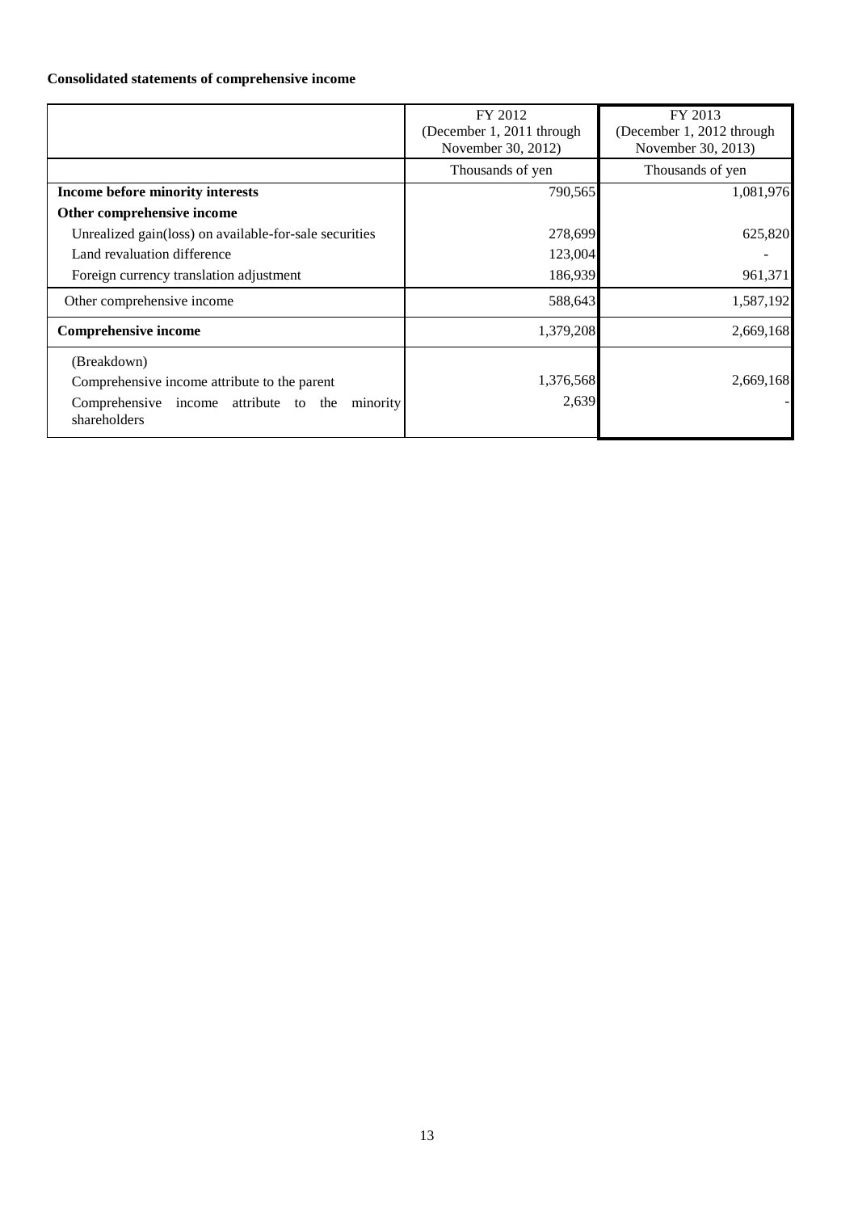**Consolidated statements of comprehensive income**

| | FY 2012 (December 1, 2011 through November 30, 2012) | FY 2013 (December 1, 2012 through November 30, 2013) |
|---|---|---|
| | Thousands of yen | Thousands of yen |
| **Income before minority interests** | 790,565 | 1,081,976 |
| **Other comprehensive income** | | |
| Unrealized gain(loss) on available-for-sale securities | 278,699 | 625,820 |
| Land revaluation difference | 123,004 | - |
| Foreign currency translation adjustment | 186,939 | 961,371 |
| Other comprehensive income | 588,643 | 1,587,192 |
| **Comprehensive income** | 1,379,208 | 2,669,168 |
| (Breakdown) | | |
| Comprehensive income attribute to the parent | 1,376,568 | 2,669,168 |
| Comprehensive income attribute to the minority shareholders | 2,639 | - |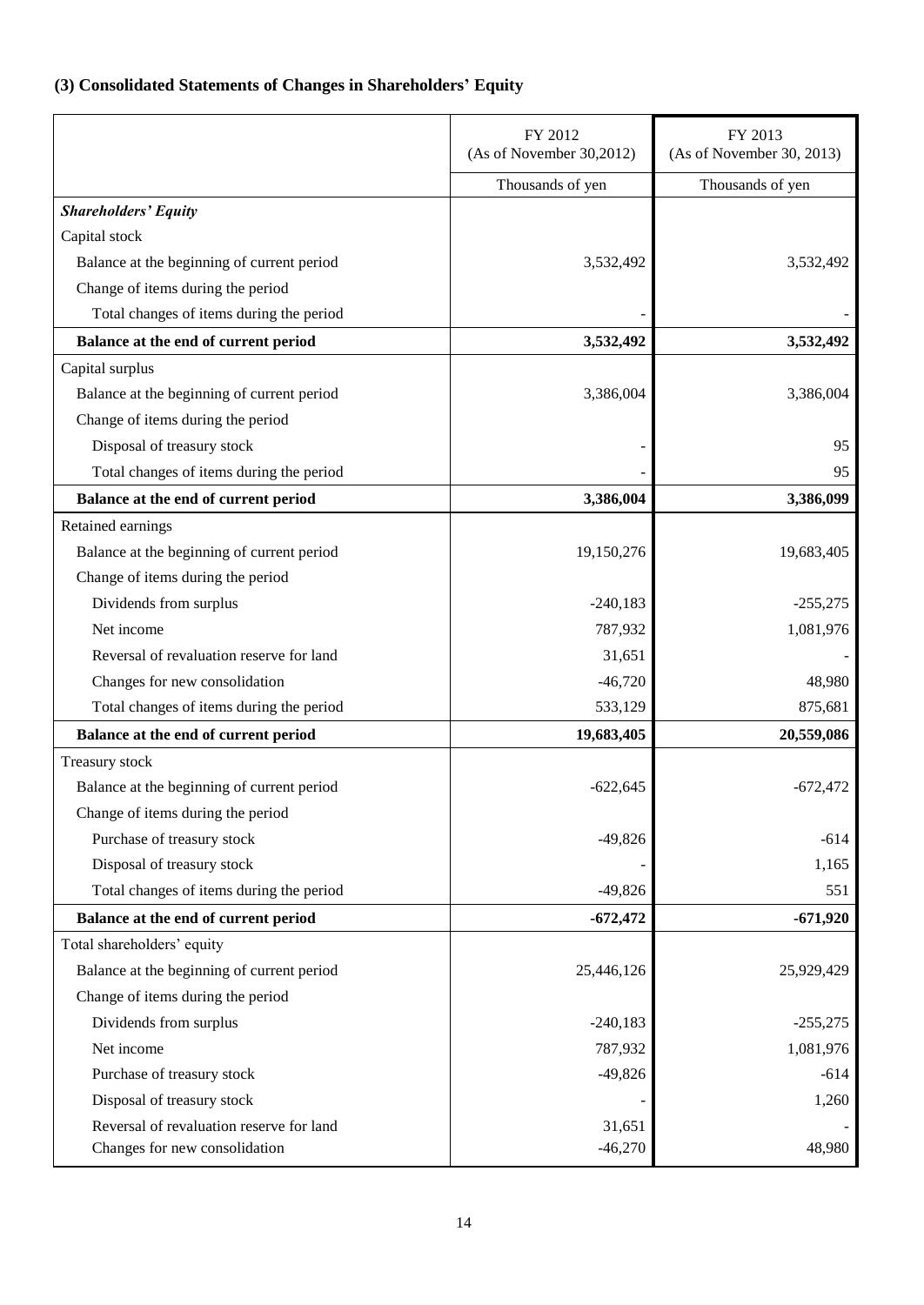### (3) Consolidated Statements of Changes in Shareholders' Equity

| | FY 2012 (As of November 30,2012) | FY 2013 (As of November 30, 2013) |
|---|---|---|
| | Thousands of yen | Thousands of yen |
| ***Shareholders' Equity*** | | |
| Capital stock | | |
| Balance at the beginning of current period | 3,532,492 | 3,532,492 |
| Change of items during the period | | |
| Total changes of items during the period | - | - |
| **Balance at the end of current period** | **3,532,492** | **3,532,492** |
| Capital surplus | | |
| Balance at the beginning of current period | 3,386,004 | 3,386,004 |
| Change of items during the period | | |
| Disposal of treasury stock | - | 95 |
| Total changes of items during the period | - | 95 |
| **Balance at the end of current period** | **3,386,004** | **3,386,099** |
| Retained earnings | | |
| Balance at the beginning of current period | 19,150,276 | 19,683,405 |
| Change of items during the period | | |
| Dividends from surplus | -240,183 | -255,275 |
| Net income | 787,932 | 1,081,976 |
| Reversal of revaluation reserve for land | 31,651 | - |
| Changes for new consolidation | -46,720 | 48,980 |
| Total changes of items during the period | 533,129 | 875,681 |
| **Balance at the end of current period** | **19,683,405** | **20,559,086** |
| Treasury stock | | |
| Balance at the beginning of current period | -622,645 | -672,472 |
| Change of items during the period | | |
| Purchase of treasury stock | -49,826 | -614 |
| Disposal of treasury stock | - | 1,165 |
| Total changes of items during the period | -49,826 | 551 |
| **Balance at the end of current period** | **-672,472** | **-671,920** |
| Total shareholders' equity | | |
| Balance at the beginning of current period | 25,446,126 | 25,929,429 |
| Change of items during the period | | |
| Dividends from surplus | -240,183 | -255,275 |
| Net income | 787,932 | 1,081,976 |
| Purchase of treasury stock | -49,826 | -614 |
| Disposal of treasury stock | - | 1,260 |
| Reversal of revaluation reserve for land | 31,651 | - |
| Changes for new consolidation | -46,270 | 48,980 |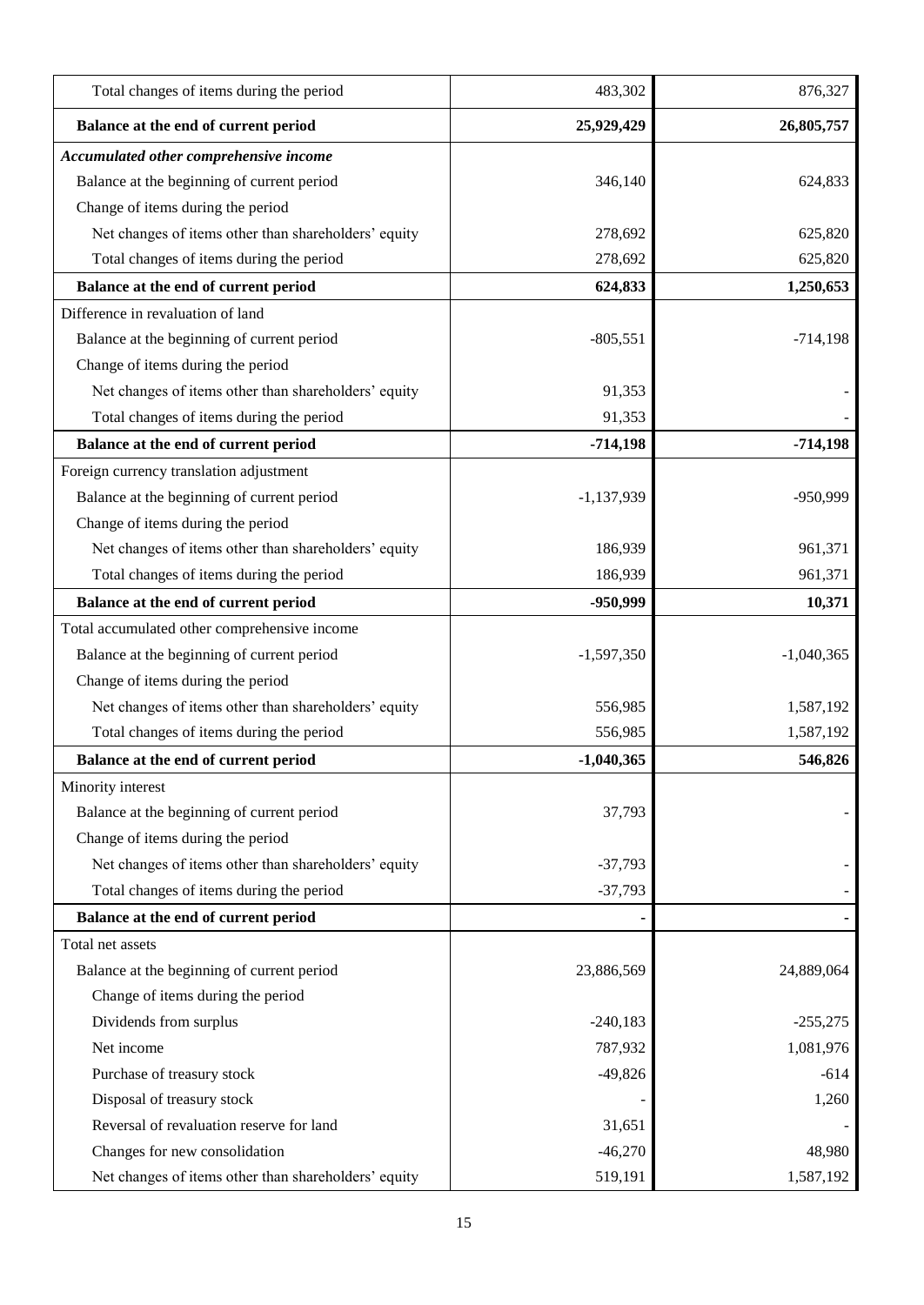| | | |
|---|---:|---:|
| Total changes of items during the period | 483,302 | 876,327 |
| **Balance at the end of current period** | **25,929,429** | **26,805,757** |
| ***Accumulated other comprehensive income*** | | |
| Balance at the beginning of current period | 346,140 | 624,833 |
| Change of items during the period | | |
| Net changes of items other than shareholders' equity | 278,692 | 625,820 |
| Total changes of items during the period | 278,692 | 625,820 |
| **Balance at the end of current period** | **624,833** | **1,250,653** |
| Difference in revaluation of land | | |
| Balance at the beginning of current period | -805,551 | -714,198 |
| Change of items during the period | | |
| Net changes of items other than shareholders' equity | 91,353 | - |
| Total changes of items during the period | 91,353 | - |
| **Balance at the end of current period** | **-714,198** | **-714,198** |
| Foreign currency translation adjustment | | |
| Balance at the beginning of current period | -1,137,939 | -950,999 |
| Change of items during the period | | |
| Net changes of items other than shareholders' equity | 186,939 | 961,371 |
| Total changes of items during the period | 186,939 | 961,371 |
| **Balance at the end of current period** | **-950,999** | **10,371** |
| Total accumulated other comprehensive income | | |
| Balance at the beginning of current period | -1,597,350 | -1,040,365 |
| Change of items during the period | | |
| Net changes of items other than shareholders' equity | 556,985 | 1,587,192 |
| Total changes of items during the period | 556,985 | 1,587,192 |
| **Balance at the end of current period** | **-1,040,365** | **546,826** |
| Minority interest | | |
| Balance at the beginning of current period | 37,793 | - |
| Change of items during the period | | |
| Net changes of items other than shareholders' equity | -37,793 | - |
| Total changes of items during the period | -37,793 | - |
| **Balance at the end of current period** | - | - |
| Total net assets | | |
| Balance at the beginning of current period | 23,886,569 | 24,889,064 |
| Change of items during the period | | |
| Dividends from surplus | -240,183 | -255,275 |
| Net income | 787,932 | 1,081,976 |
| Purchase of treasury stock | -49,826 | -614 |
| Disposal of treasury stock | - | 1,260 |
| Reversal of revaluation reserve for land | 31,651 | - |
| Changes for new consolidation | -46,270 | 48,980 |
| Net changes of items other than shareholders' equity | 519,191 | 1,587,192 |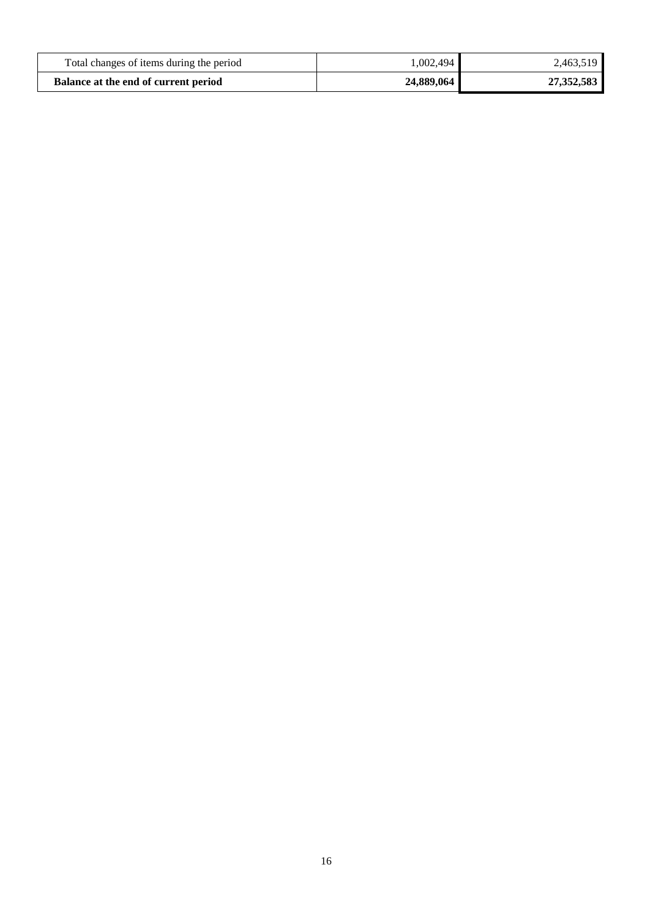| Total changes of items during the period | 1,002,494 | 2,463,519 |
|---|---|---|
| **Balance at the end of current period** | **24,889,064** | **27,352,583** |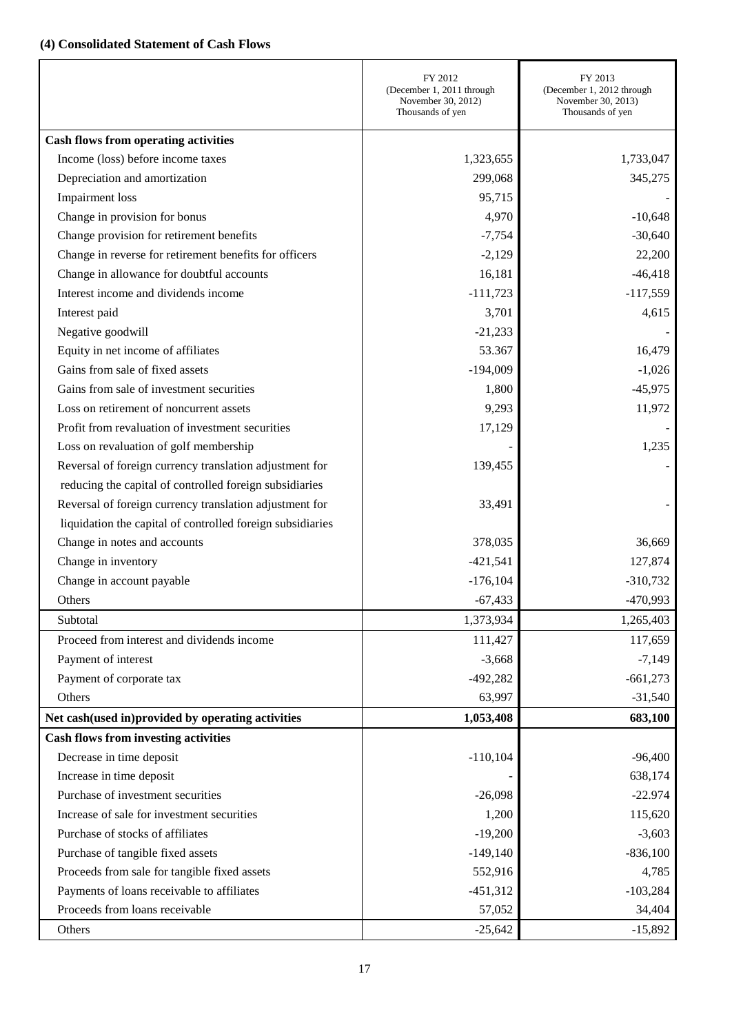### (4) Consolidated Statement of Cash Flows

| | FY 2012 (December 1, 2011 through November 30, 2012) Thousands of yen | FY 2013 (December 1, 2012 through November 30, 2013) Thousands of yen |
|---|---|---|
| **Cash flows from operating activities** | | |
| Income (loss) before income taxes | 1,323,655 | 1,733,047 |
| Depreciation and amortization | 299,068 | 345,275 |
| Impairment loss | 95,715 | - |
| Change in provision for bonus | 4,970 | -10,648 |
| Change provision for retirement benefits | -7,754 | -30,640 |
| Change in reverse for retirement benefits for officers | -2,129 | 22,200 |
| Change in allowance for doubtful accounts | 16,181 | -46,418 |
| Interest income and dividends income | -111,723 | -117,559 |
| Interest paid | 3,701 | 4,615 |
| Negative goodwill | -21,233 | - |
| Equity in net income of affiliates | 53.367 | 16,479 |
| Gains from sale of fixed assets | -194,009 | -1,026 |
| Gains from sale of investment securities | 1,800 | -45,975 |
| Loss on retirement of noncurrent assets | 9,293 | 11,972 |
| Profit from revaluation of investment securities | 17,129 | - |
| Loss on revaluation of golf membership | - | 1,235 |
| Reversal of foreign currency translation adjustment for reducing the capital of controlled foreign subsidiaries | 139,455 | - |
| Reversal of foreign currency translation adjustment for liquidation the capital of controlled foreign subsidiaries | 33,491 | - |
| Change in notes and accounts | 378,035 | 36,669 |
| Change in inventory | -421,541 | 127,874 |
| Change in account payable | -176,104 | -310,732 |
| Others | -67,433 | -470,993 |
| Subtotal | 1,373,934 | 1,265,403 |
| Proceed from interest and dividends income | 111,427 | 117,659 |
| Payment of interest | -3,668 | -7,149 |
| Payment of corporate tax | -492,282 | -661,273 |
| Others | 63,997 | -31,540 |
| **Net cash(used in)provided by operating activities** | **1,053,408** | **683,100** |
| **Cash flows from investing activities** | | |
| Decrease in time deposit | -110,104 | -96,400 |
| Increase in time deposit | - | 638,174 |
| Purchase of investment securities | -26,098 | -22.974 |
| Increase of sale for investment securities | 1,200 | 115,620 |
| Purchase of stocks of affiliates | -19,200 | -3,603 |
| Purchase of tangible fixed assets | -149,140 | -836,100 |
| Proceeds from sale for tangible fixed assets | 552,916 | 4,785 |
| Payments of loans receivable to affiliates | -451,312 | -103,284 |
| Proceeds from loans receivable | 57,052 | 34,404 |
| Others | -25,642 | -15,892 |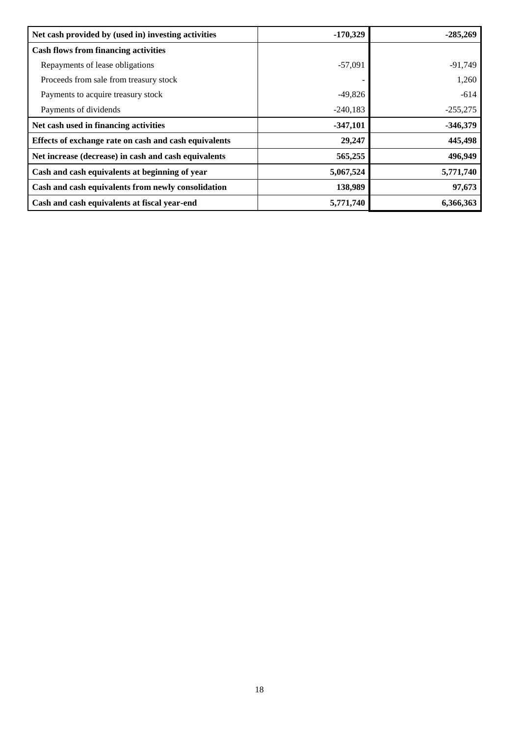| | | |
|---|---|---|
| **Net cash provided by (used in) investing activities** | **-170,329** | **-285,269** |
| **Cash flows from financing activities** | | |
| Repayments of lease obligations | -57,091 | -91,749 |
| Proceeds from sale from treasury stock | - | 1,260 |
| Payments to acquire treasury stock | -49,826 | -614 |
| Payments of dividends | -240,183 | -255,275 |
| **Net cash used in financing activities** | **-347,101** | **-346,379** |
| **Effects of exchange rate on cash and cash equivalents** | **29,247** | **445,498** |
| **Net increase (decrease) in cash and cash equivalents** | **565,255** | **496,949** |
| **Cash and cash equivalents at beginning of year** | **5,067,524** | **5,771,740** |
| **Cash and cash equivalents from newly consolidation** | **138,989** | **97,673** |
| **Cash and cash equivalents at fiscal year-end** | **5,771,740** | **6,366,363** |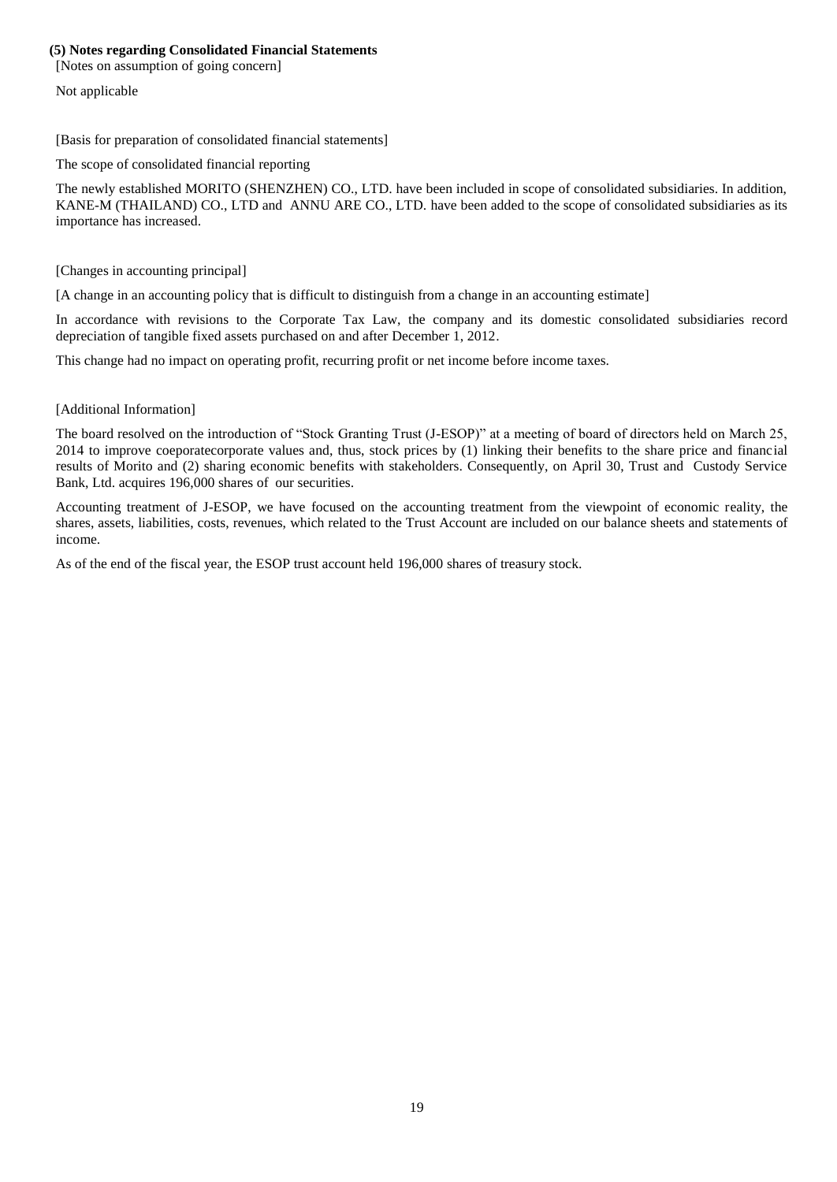**(5) Notes regarding Consolidated Financial Statements**

[Notes on assumption of going concern]

Not applicable

[Basis for preparation of consolidated financial statements]

The scope of consolidated financial reporting

The newly established MORITO (SHENZHEN) CO., LTD. have been included in scope of consolidated subsidiaries. In addition, KANE-M (THAILAND) CO., LTD and ANNU ARE CO., LTD. have been added to the scope of consolidated subsidiaries as its importance has increased.

[Changes in accounting principal]

[A change in an accounting policy that is difficult to distinguish from a change in an accounting estimate]

In accordance with revisions to the Corporate Tax Law, the company and its domestic consolidated subsidiaries record depreciation of tangible fixed assets purchased on and after December 1, 2012.

This change had no impact on operating profit, recurring profit or net income before income taxes.

[Additional Information]

The board resolved on the introduction of "Stock Granting Trust (J-ESOP)" at a meeting of board of directors held on March 25, 2014 to improve coeporatecorporate values and, thus, stock prices by (1) linking their benefits to the share price and financial results of Morito and (2) sharing economic benefits with stakeholders. Consequently, on April 30, Trust and Custody Service Bank, Ltd. acquires 196,000 shares of our securities.

Accounting treatment of J-ESOP, we have focused on the accounting treatment from the viewpoint of economic reality, the shares, assets, liabilities, costs, revenues, which related to the Trust Account are included on our balance sheets and statements of income.

As of the end of the fiscal year, the ESOP trust account held 196,000 shares of treasury stock.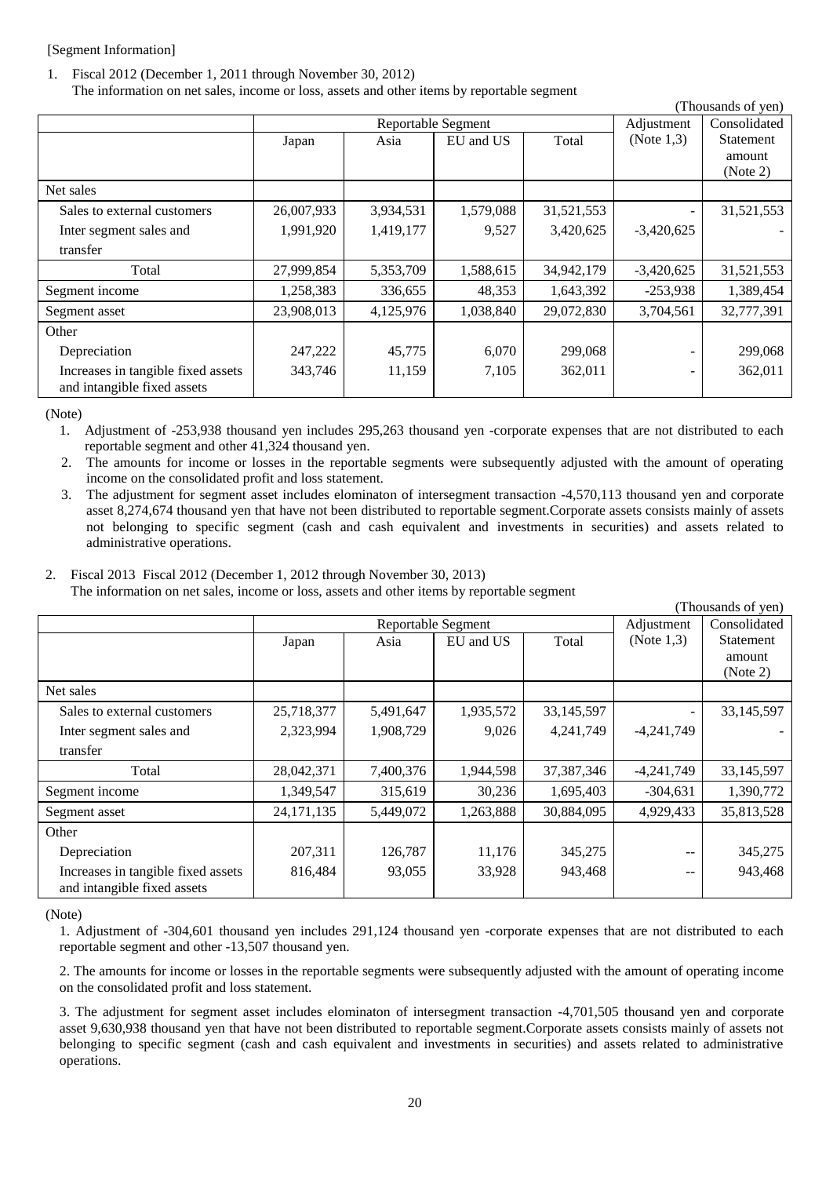[Segment Information]

1. Fiscal 2012 (December 1, 2011 through November 30, 2012)
   The information on net sales, income or loss, assets and other items by reportable segment

(Thousands of yen)

| | Reportable Segment | | | | Adjustment (Note 1,3) | Consolidated Statement amount (Note 2) |
|---|---|---|---|---|---|---|
| | Japan | Asia | EU and US | Total | | |
| Net sales | | | | | | |
| Sales to external customers | 26,007,933 | 3,934,531 | 1,579,088 | 31,521,553 | - | 31,521,553 |
| Inter segment sales and transfer | 1,991,920 | 1,419,177 | 9,527 | 3,420,625 | -3,420,625 | - |
| Total | 27,999,854 | 5,353,709 | 1,588,615 | 34,942,179 | -3,420,625 | 31,521,553 |
| Segment income | 1,258,383 | 336,655 | 48,353 | 1,643,392 | -253,938 | 1,389,454 |
| Segment asset | 23,908,013 | 4,125,976 | 1,038,840 | 29,072,830 | 3,704,561 | 32,777,391 |
| Other | | | | | | |
| Depreciation | 247,222 | 45,775 | 6,070 | 299,068 | - | 299,068 |
| Increases in tangible fixed assets and intangible fixed assets | 343,746 | 11,159 | 7,105 | 362,011 | - | 362,011 |

(Note)

1. Adjustment of -253,938 thousand yen includes 295,263 thousand yen -corporate expenses that are not distributed to each reportable segment and other 41,324 thousand yen.
2. The amounts for income or losses in the reportable segments were subsequently adjusted with the amount of operating income on the consolidated profit and loss statement.
3. The adjustment for segment asset includes elominaton of intersegment transaction -4,570,113 thousand yen and corporate asset 8,274,674 thousand yen that have not been distributed to reportable segment.Corporate assets consists mainly of assets not belonging to specific segment (cash and cash equivalent and investments in securities) and assets related to administrative operations.

2. Fiscal 2013 Fiscal 2012 (December 1, 2012 through November 30, 2013)
   The information on net sales, income or loss, assets and other items by reportable segment

(Thousands of yen)

| | Reportable Segment | | | | Adjustment (Note 1,3) | Consolidated Statement amount (Note 2) |
|---|---|---|---|---|---|---|
| | Japan | Asia | EU and US | Total | | |
| Net sales | | | | | | |
| Sales to external customers | 25,718,377 | 5,491,647 | 1,935,572 | 33,145,597 | - | 33,145,597 |
| Inter segment sales and transfer | 2,323,994 | 1,908,729 | 9,026 | 4,241,749 | -4,241,749 | - |
| Total | 28,042,371 | 7,400,376 | 1,944,598 | 37,387,346 | -4,241,749 | 33,145,597 |
| Segment income | 1,349,547 | 315,619 | 30,236 | 1,695,403 | -304,631 | 1,390,772 |
| Segment asset | 24,171,135 | 5,449,072 | 1,263,888 | 30,884,095 | 4,929,433 | 35,813,528 |
| Other | | | | | | |
| Depreciation | 207,311 | 126,787 | 11,176 | 345,275 | -- | 345,275 |
| Increases in tangible fixed assets and intangible fixed assets | 816,484 | 93,055 | 33,928 | 943,468 | -- | 943,468 |

(Note)

1. Adjustment of -304,601 thousand yen includes 291,124 thousand yen -corporate expenses that are not distributed to each reportable segment and other -13,507 thousand yen.

2. The amounts for income or losses in the reportable segments were subsequently adjusted with the amount of operating income on the consolidated profit and loss statement.

3. The adjustment for segment asset includes elominaton of intersegment transaction -4,701,505 thousand yen and corporate asset 9,630,938 thousand yen that have not been distributed to reportable segment.Corporate assets consists mainly of assets not belonging to specific segment (cash and cash equivalent and investments in securities) and assets related to administrative operations.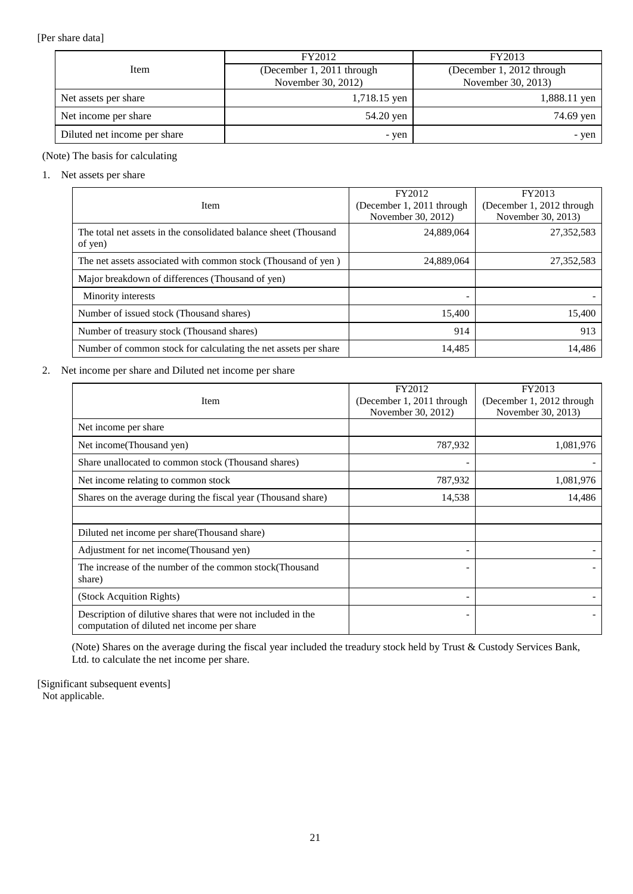[Per share data]

| Item | FY2012 (December 1, 2011 through November 30, 2012) | FY2013 (December 1, 2012 through November 30, 2013) |
|---|---|---|
| Net assets per share | 1,718.15 yen | 1,888.11 yen |
| Net income per share | 54.20 yen | 74.69 yen |
| Diluted net income per share | - yen | - yen |

(Note) The basis for calculating

1. Net assets per share

| Item | FY2012 (December 1, 2011 through November 30, 2012) | FY2013 (December 1, 2012 through November 30, 2013) |
|---|---|---|
| The total net assets in the consolidated balance sheet (Thousand of yen) | 24,889,064 | 27,352,583 |
| The net assets associated with common stock (Thousand of yen ) | 24,889,064 | 27,352,583 |
| Major breakdown of differences (Thousand of yen) | | |
| Minority interests | - | - |
| Number of issued stock (Thousand shares) | 15,400 | 15,400 |
| Number of treasury stock (Thousand shares) | 914 | 913 |
| Number of common stock for calculating the net assets per share | 14,485 | 14,486 |

2. Net income per share and Diluted net income per share

| Item | FY2012 (December 1, 2011 through November 30, 2012) | FY2013 (December 1, 2012 through November 30, 2013) |
|---|---|---|
| Net income per share | | |
| Net income(Thousand yen) | 787,932 | 1,081,976 |
| Share unallocated to common stock (Thousand shares) | - | - |
| Net income relating to common stock | 787,932 | 1,081,976 |
| Shares on the average during the fiscal year (Thousand share) | 14,538 | 14,486 |
| | | |
| Diluted net income per share(Thousand share) | | |
| Adjustment for net income(Thousand yen) | - | - |
| The increase of the number of the common stock(Thousand share) | - | - |
| (Stock Acquition Rights) | - | - |
| Description of dilutive shares that were not included in the computation of diluted net income per share | - | - |

(Note) Shares on the average during the fiscal year included the treadury stock held by Trust & Custody Services Bank, Ltd. to calculate the net income per share.

[Significant subsequent events]
Not applicable.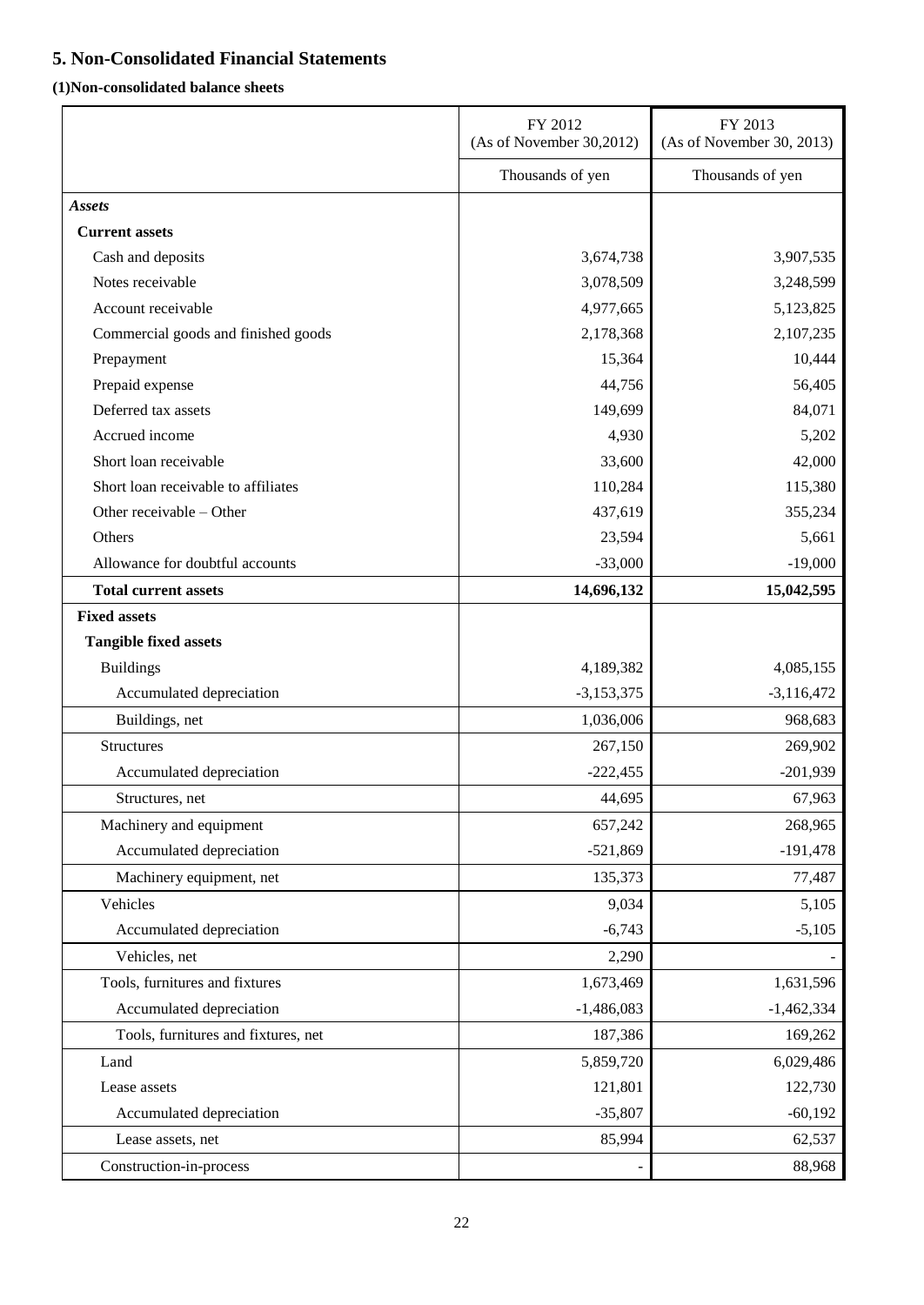## 5. Non-Consolidated Financial Statements

### (1)Non-consolidated balance sheets

| | FY 2012 (As of November 30,2012) | FY 2013 (As of November 30, 2013) |
|---|---|---|
| | Thousands of yen | Thousands of yen |
| ***Assets*** | | |
| **Current assets** | | |
| Cash and deposits | 3,674,738 | 3,907,535 |
| Notes receivable | 3,078,509 | 3,248,599 |
| Account receivable | 4,977,665 | 5,123,825 |
| Commercial goods and finished goods | 2,178,368 | 2,107,235 |
| Prepayment | 15,364 | 10,444 |
| Prepaid expense | 44,756 | 56,405 |
| Deferred tax assets | 149,699 | 84,071 |
| Accrued income | 4,930 | 5,202 |
| Short loan receivable | 33,600 | 42,000 |
| Short loan receivable to affiliates | 110,284 | 115,380 |
| Other receivable – Other | 437,619 | 355,234 |
| Others | 23,594 | 5,661 |
| Allowance for doubtful accounts | -33,000 | -19,000 |
| **Total current assets** | **14,696,132** | **15,042,595** |
| **Fixed assets** | | |
| **Tangible fixed assets** | | |
| Buildings | 4,189,382 | 4,085,155 |
| Accumulated depreciation | -3,153,375 | -3,116,472 |
| Buildings, net | 1,036,006 | 968,683 |
| Structures | 267,150 | 269,902 |
| Accumulated depreciation | -222,455 | -201,939 |
| Structures, net | 44,695 | 67,963 |
| Machinery and equipment | 657,242 | 268,965 |
| Accumulated depreciation | -521,869 | -191,478 |
| Machinery equipment, net | 135,373 | 77,487 |
| Vehicles | 9,034 | 5,105 |
| Accumulated depreciation | -6,743 | -5,105 |
| Vehicles, net | 2,290 | - |
| Tools, furnitures and fixtures | 1,673,469 | 1,631,596 |
| Accumulated depreciation | -1,486,083 | -1,462,334 |
| Tools, furnitures and fixtures, net | 187,386 | 169,262 |
| Land | 5,859,720 | 6,029,486 |
| Lease assets | 121,801 | 122,730 |
| Accumulated depreciation | -35,807 | -60,192 |
| Lease assets, net | 85,994 | 62,537 |
| Construction-in-process | - | 88,968 |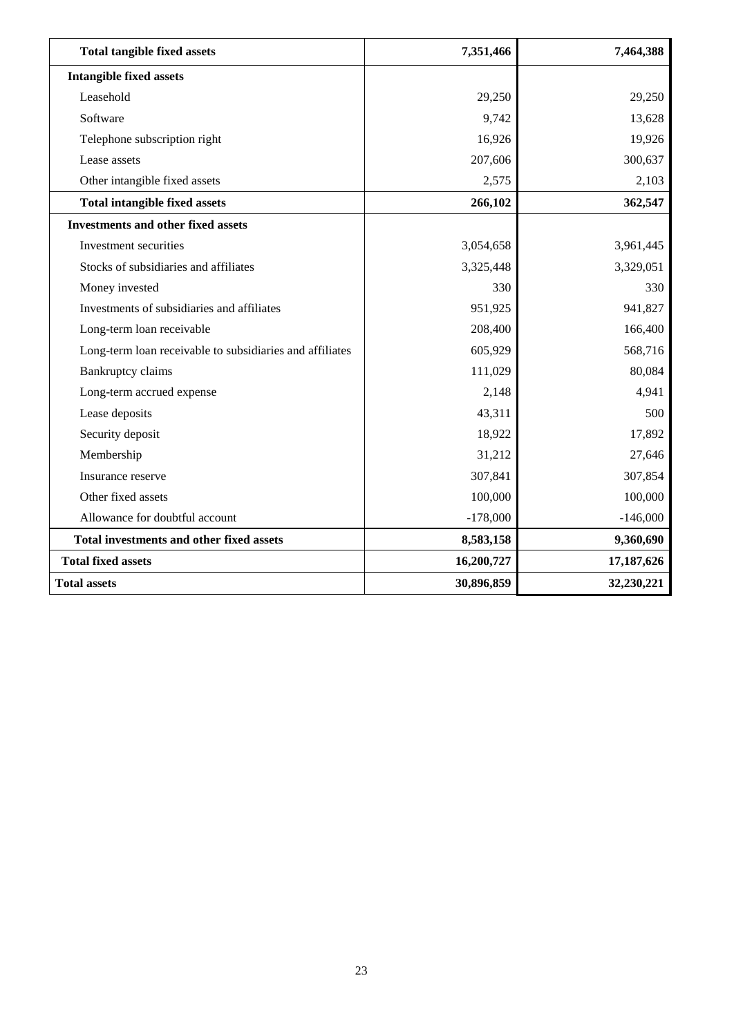| | | |
|---|---|---|
| **Total tangible fixed assets** | **7,351,466** | **7,464,388** |
| **Intangible fixed assets** | | |
| Leasehold | 29,250 | 29,250 |
| Software | 9,742 | 13,628 |
| Telephone subscription right | 16,926 | 19,926 |
| Lease assets | 207,606 | 300,637 |
| Other intangible fixed assets | 2,575 | 2,103 |
| **Total intangible fixed assets** | **266,102** | **362,547** |
| **Investments and other fixed assets** | | |
| Investment securities | 3,054,658 | 3,961,445 |
| Stocks of subsidiaries and affiliates | 3,325,448 | 3,329,051 |
| Money invested | 330 | 330 |
| Investments of subsidiaries and affiliates | 951,925 | 941,827 |
| Long-term loan receivable | 208,400 | 166,400 |
| Long-term loan receivable to subsidiaries and affiliates | 605,929 | 568,716 |
| Bankruptcy claims | 111,029 | 80,084 |
| Long-term accrued expense | 2,148 | 4,941 |
| Lease deposits | 43,311 | 500 |
| Security deposit | 18,922 | 17,892 |
| Membership | 31,212 | 27,646 |
| Insurance reserve | 307,841 | 307,854 |
| Other fixed assets | 100,000 | 100,000 |
| Allowance for doubtful account | -178,000 | -146,000 |
| **Total investments and other fixed assets** | **8,583,158** | **9,360,690** |
| **Total fixed assets** | **16,200,727** | **17,187,626** |
| **Total assets** | **30,896,859** | **32,230,221** |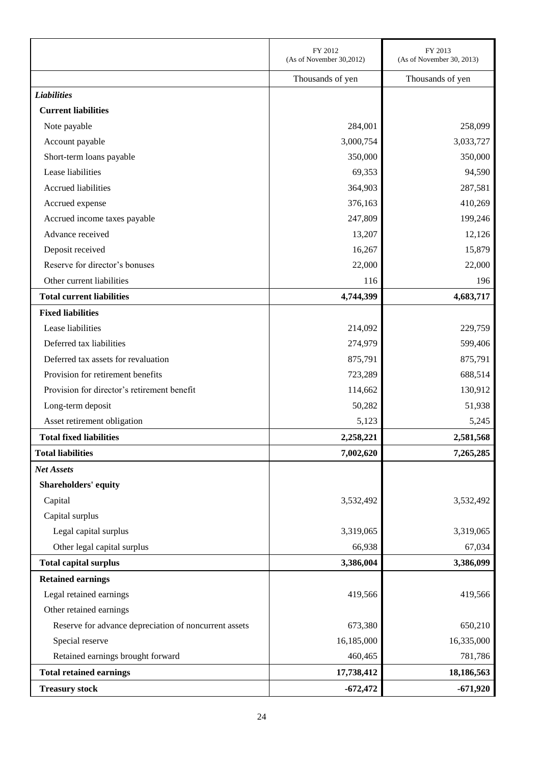| | FY 2012 (As of November 30,2012) | FY 2013 (As of November 30, 2013) |
|---|---|---|
| | Thousands of yen | Thousands of yen |
| ***Liabilities*** | | |
| **Current liabilities** | | |
| Note payable | 284,001 | 258,099 |
| Account payable | 3,000,754 | 3,033,727 |
| Short-term loans payable | 350,000 | 350,000 |
| Lease liabilities | 69,353 | 94,590 |
| Accrued liabilities | 364,903 | 287,581 |
| Accrued expense | 376,163 | 410,269 |
| Accrued income taxes payable | 247,809 | 199,246 |
| Advance received | 13,207 | 12,126 |
| Deposit received | 16,267 | 15,879 |
| Reserve for director's bonuses | 22,000 | 22,000 |
| Other current liabilities | 116 | 196 |
| **Total current liabilities** | **4,744,399** | **4,683,717** |
| **Fixed liabilities** | | |
| Lease liabilities | 214,092 | 229,759 |
| Deferred tax liabilities | 274,979 | 599,406 |
| Deferred tax assets for revaluation | 875,791 | 875,791 |
| Provision for retirement benefits | 723,289 | 688,514 |
| Provision for director's retirement benefit | 114,662 | 130,912 |
| Long-term deposit | 50,282 | 51,938 |
| Asset retirement obligation | 5,123 | 5,245 |
| **Total fixed liabilities** | **2,258,221** | **2,581,568** |
| **Total liabilities** | **7,002,620** | **7,265,285** |
| ***Net Assets*** | | |
| **Shareholders' equity** | | |
| Capital | 3,532,492 | 3,532,492 |
| Capital surplus | | |
| Legal capital surplus | 3,319,065 | 3,319,065 |
| Other legal capital surplus | 66,938 | 67,034 |
| **Total capital surplus** | **3,386,004** | **3,386,099** |
| **Retained earnings** | | |
| Legal retained earnings | 419,566 | 419,566 |
| Other retained earnings | | |
| Reserve for advance depreciation of noncurrent assets | 673,380 | 650,210 |
| Special reserve | 16,185,000 | 16,335,000 |
| Retained earnings brought forward | 460,465 | 781,786 |
| **Total retained earnings** | **17,738,412** | **18,186,563** |
| **Treasury stock** | **-672,472** | **-671,920** |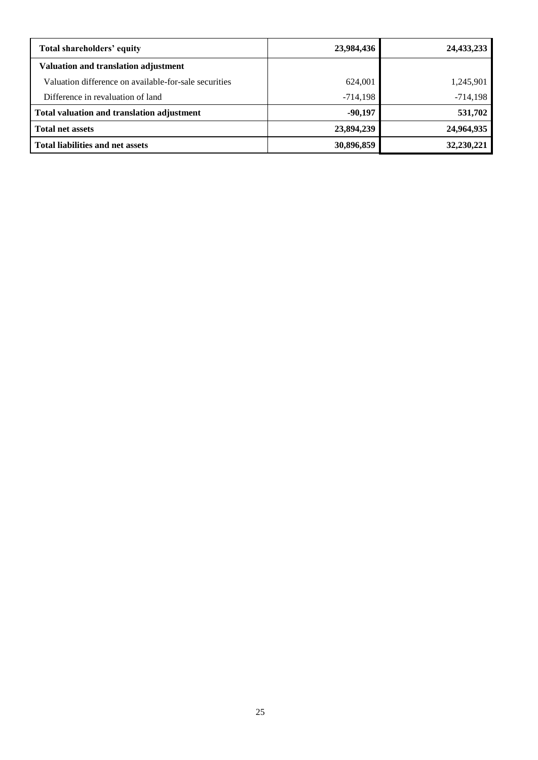| Total shareholders' equity | 23,984,436 | 24,433,233 |
| --- | --- | --- |
| **Valuation and translation adjustment** | | |
| Valuation difference on available-for-sale securities | 624,001 | 1,245,901 |
| Difference in revaluation of land | -714,198 | -714,198 |
| **Total valuation and translation adjustment** | **-90,197** | **531,702** |
| **Total net assets** | **23,894,239** | **24,964,935** |
| **Total liabilities and net assets** | **30,896,859** | **32,230,221** |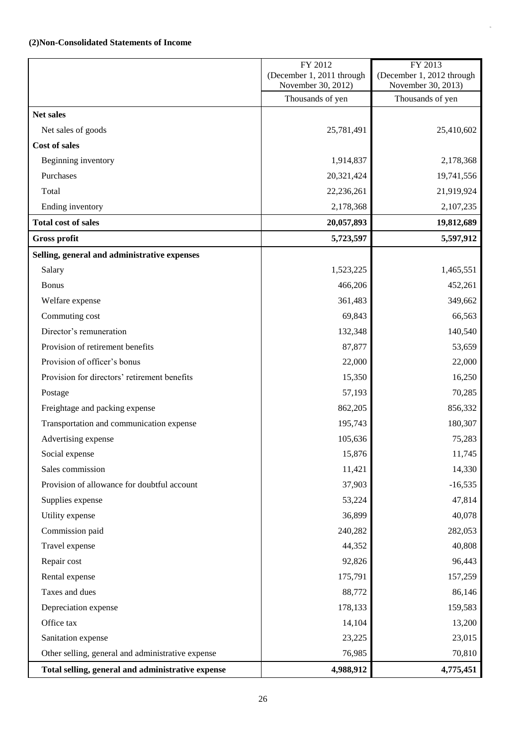**(2)Non-Consolidated Statements of Income**

| | FY 2012 (December 1, 2011 through November 30, 2012) | FY 2013 (December 1, 2012 through November 30, 2013) |
|---|---|---|
| | Thousands of yen | Thousands of yen |
| **Net sales** | | |
| Net sales of goods | 25,781,491 | 25,410,602 |
| **Cost of sales** | | |
| Beginning inventory | 1,914,837 | 2,178,368 |
| Purchases | 20,321,424 | 19,741,556 |
| Total | 22,236,261 | 21,919,924 |
| Ending inventory | 2,178,368 | 2,107,235 |
| **Total cost of sales** | **20,057,893** | **19,812,689** |
| **Gross profit** | **5,723,597** | **5,597,912** |
| **Selling, general and administrative expenses** | | |
| Salary | 1,523,225 | 1,465,551 |
| Bonus | 466,206 | 452,261 |
| Welfare expense | 361,483 | 349,662 |
| Commuting cost | 69,843 | 66,563 |
| Director's remuneration | 132,348 | 140,540 |
| Provision of retirement benefits | 87,877 | 53,659 |
| Provision of officer's bonus | 22,000 | 22,000 |
| Provision for directors' retirement benefits | 15,350 | 16,250 |
| Postage | 57,193 | 70,285 |
| Freightage and packing expense | 862,205 | 856,332 |
| Transportation and communication expense | 195,743 | 180,307 |
| Advertising expense | 105,636 | 75,283 |
| Social expense | 15,876 | 11,745 |
| Sales commission | 11,421 | 14,330 |
| Provision of allowance for doubtful account | 37,903 | -16,535 |
| Supplies expense | 53,224 | 47,814 |
| Utility expense | 36,899 | 40,078 |
| Commission paid | 240,282 | 282,053 |
| Travel expense | 44,352 | 40,808 |
| Repair cost | 92,826 | 96,443 |
| Rental expense | 175,791 | 157,259 |
| Taxes and dues | 88,772 | 86,146 |
| Depreciation expense | 178,133 | 159,583 |
| Office tax | 14,104 | 13,200 |
| Sanitation expense | 23,225 | 23,015 |
| Other selling, general and administrative expense | 76,985 | 70,810 |
| **Total selling, general and administrative expense** | **4,988,912** | **4,775,451** |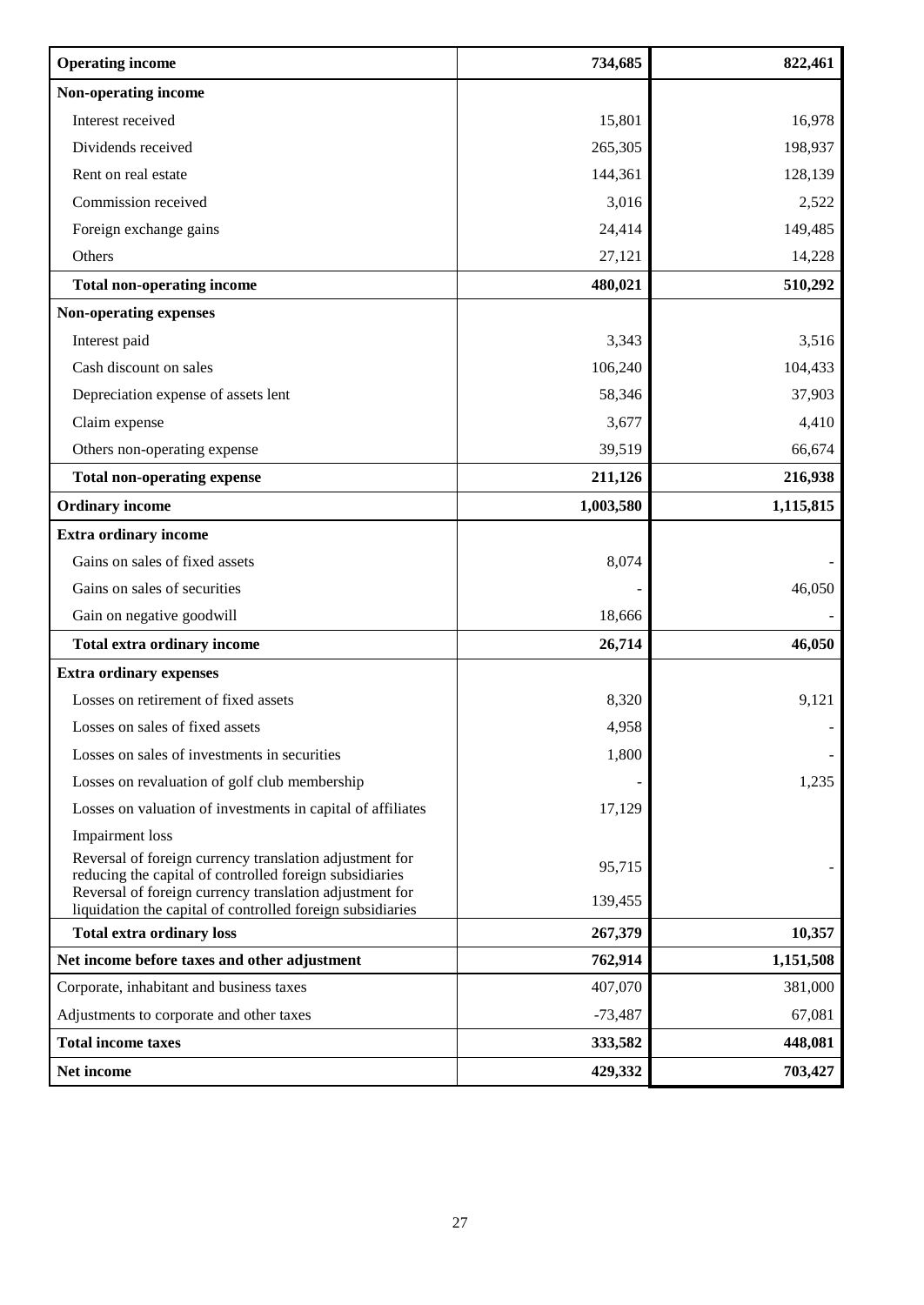| | | |
|---|---|---|
| **Operating income** | **734,685** | **822,461** |
| **Non-operating income** | | |
| Interest received | 15,801 | 16,978 |
| Dividends received | 265,305 | 198,937 |
| Rent on real estate | 144,361 | 128,139 |
| Commission received | 3,016 | 2,522 |
| Foreign exchange gains | 24,414 | 149,485 |
| Others | 27,121 | 14,228 |
| **Total non-operating income** | **480,021** | **510,292** |
| **Non-operating expenses** | | |
| Interest paid | 3,343 | 3,516 |
| Cash discount on sales | 106,240 | 104,433 |
| Depreciation expense of assets lent | 58,346 | 37,903 |
| Claim expense | 3,677 | 4,410 |
| Others non-operating expense | 39,519 | 66,674 |
| **Total non-operating expense** | **211,126** | **216,938** |
| **Ordinary income** | **1,003,580** | **1,115,815** |
| **Extra ordinary income** | | |
| Gains on sales of fixed assets | 8,074 | - |
| Gains on sales of securities | - | 46,050 |
| Gain on negative goodwill | 18,666 | - |
| **Total extra ordinary income** | **26,714** | **46,050** |
| **Extra ordinary expenses** | | |
| Losses on retirement of fixed assets | 8,320 | 9,121 |
| Losses on sales of fixed assets | 4,958 | - |
| Losses on sales of investments in securities | 1,800 | - |
| Losses on revaluation of golf club membership | - | 1,235 |
| Losses on valuation of investments in capital of affiliates | 17,129 | |
| Impairment loss | | |
| Reversal of foreign currency translation adjustment for reducing the capital of controlled foreign subsidiaries | 95,715 | - |
| Reversal of foreign currency translation adjustment for liquidation the capital of controlled foreign subsidiaries | 139,455 | |
| **Total extra ordinary loss** | **267,379** | **10,357** |
| **Net income before taxes and other adjustment** | **762,914** | **1,151,508** |
| Corporate, inhabitant and business taxes | 407,070 | 381,000 |
| Adjustments to corporate and other taxes | -73,487 | 67,081 |
| **Total income taxes** | **333,582** | **448,081** |
| **Net income** | **429,332** | **703,427** |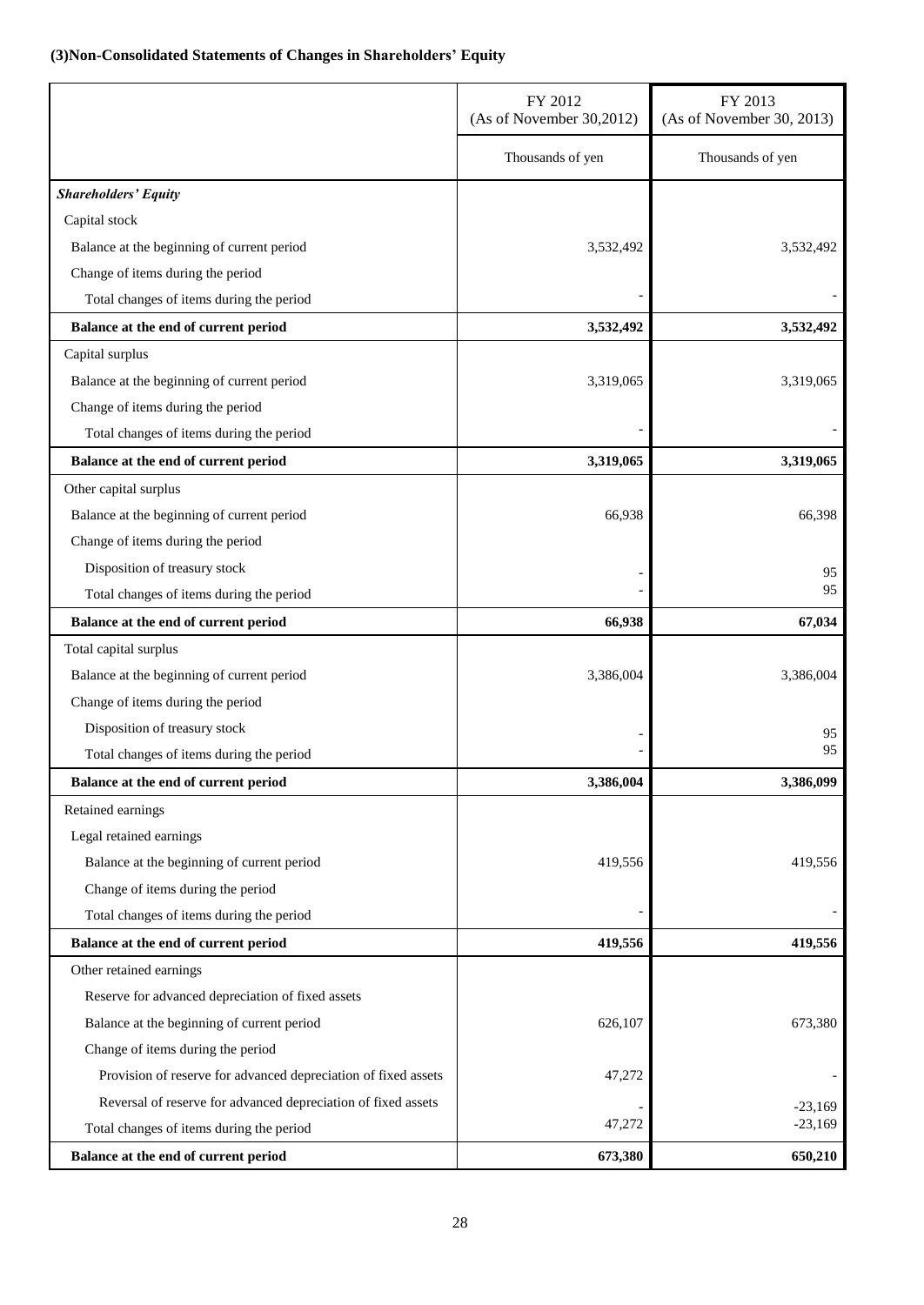### (3)Non-Consolidated Statements of Changes in Shareholders' Equity

| | FY 2012 (As of November 30,2012) | FY 2013 (As of November 30, 2013) |
|---|---|---|
| | Thousands of yen | Thousands of yen |
| ***Shareholders' Equity*** | | |
| Capital stock | | |
| Balance at the beginning of current period | 3,532,492 | 3,532,492 |
| Change of items during the period | | |
| Total changes of items during the period | - | - |
| **Balance at the end of current period** | **3,532,492** | **3,532,492** |
| Capital surplus | | |
| Balance at the beginning of current period | 3,319,065 | 3,319,065 |
| Change of items during the period | | |
| Total changes of items during the period | - | - |
| **Balance at the end of current period** | **3,319,065** | **3,319,065** |
| Other capital surplus | | |
| Balance at the beginning of current period | 66,938 | 66,398 |
| Change of items during the period | | |
| Disposition of treasury stock | - | 95 |
| Total changes of items during the period | - | 95 |
| **Balance at the end of current period** | **66,938** | **67,034** |
| Total capital surplus | | |
| Balance at the beginning of current period | 3,386,004 | 3,386,004 |
| Change of items during the period | | |
| Disposition of treasury stock | - | 95 |
| Total changes of items during the period | - | 95 |
| **Balance at the end of current period** | **3,386,004** | **3,386,099** |
| Retained earnings | | |
| Legal retained earnings | | |
| Balance at the beginning of current period | 419,556 | 419,556 |
| Change of items during the period | | |
| Total changes of items during the period | - | - |
| **Balance at the end of current period** | **419,556** | **419,556** |
| Other retained earnings | | |
| Reserve for advanced depreciation of fixed assets | | |
| Balance at the beginning of current period | 626,107 | 673,380 |
| Change of items during the period | | |
| Provision of reserve for advanced depreciation of fixed assets | 47,272 | - |
| Reversal of reserve for advanced depreciation of fixed assets | - | -23,169 |
| Total changes of items during the period | 47,272 | -23,169 |
| **Balance at the end of current period** | **673,380** | **650,210** |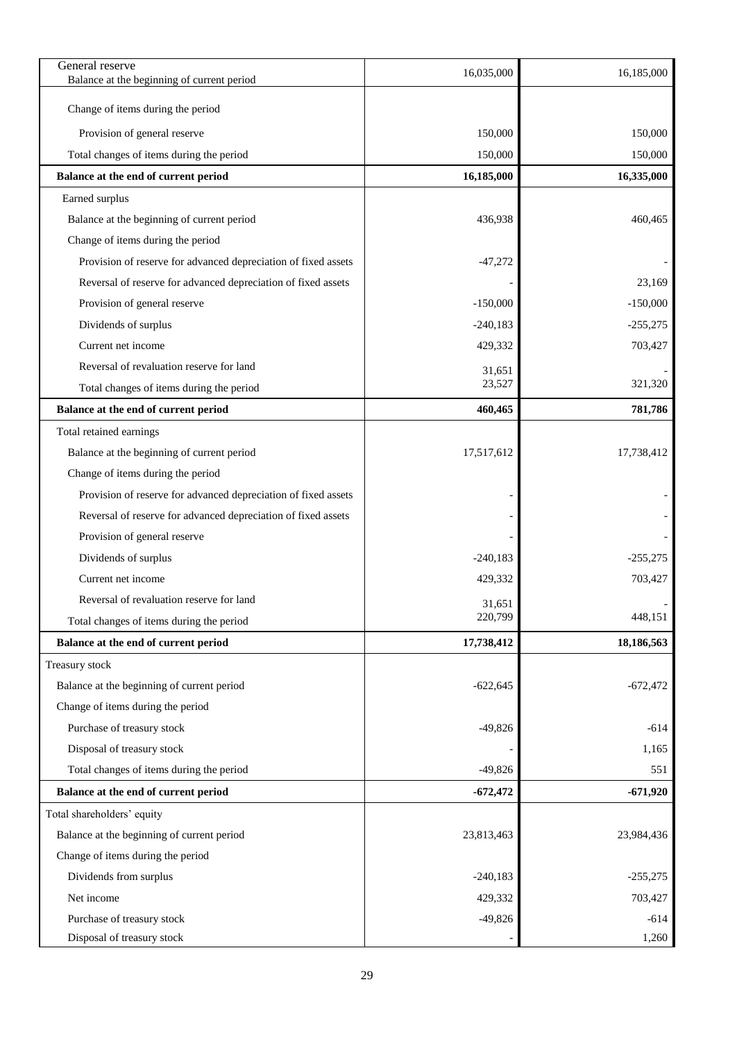| | | |
|---|---|---|
| General reserve | | |
| Balance at the beginning of current period | 16,035,000 | 16,185,000 |
| Change of items during the period | | |
| Provision of general reserve | 150,000 | 150,000 |
| Total changes of items during the period | 150,000 | 150,000 |
| **Balance at the end of current period** | **16,185,000** | **16,335,000** |
| Earned surplus | | |
| Balance at the beginning of current period | 436,938 | 460,465 |
| Change of items during the period | | |
| Provision of reserve for advanced depreciation of fixed assets | -47,272 | - |
| Reversal of reserve for advanced depreciation of fixed assets | - | 23,169 |
| Provision of general reserve | -150,000 | -150,000 |
| Dividends of surplus | -240,183 | -255,275 |
| Current net income | 429,332 | 703,427 |
| Reversal of revaluation reserve for land | 31,651 | - |
| Total changes of items during the period | 23,527 | 321,320 |
| **Balance at the end of current period** | **460,465** | **781,786** |
| Total retained earnings | | |
| Balance at the beginning of current period | 17,517,612 | 17,738,412 |
| Change of items during the period | | |
| Provision of reserve for advanced depreciation of fixed assets | - | - |
| Reversal of reserve for advanced depreciation of fixed assets | - | - |
| Provision of general reserve | - | - |
| Dividends of surplus | -240,183 | -255,275 |
| Current net income | 429,332 | 703,427 |
| Reversal of revaluation reserve for land | 31,651 | - |
| Total changes of items during the period | 220,799 | 448,151 |
| **Balance at the end of current period** | **17,738,412** | **18,186,563** |
| Treasury stock | | |
| Balance at the beginning of current period | -622,645 | -672,472 |
| Change of items during the period | | |
| Purchase of treasury stock | -49,826 | -614 |
| Disposal of treasury stock | - | 1,165 |
| Total changes of items during the period | -49,826 | 551 |
| **Balance at the end of current period** | **-672,472** | **-671,920** |
| Total shareholders' equity | | |
| Balance at the beginning of current period | 23,813,463 | 23,984,436 |
| Change of items during the period | | |
| Dividends from surplus | -240,183 | -255,275 |
| Net income | 429,332 | 703,427 |
| Purchase of treasury stock | -49,826 | -614 |
| Disposal of treasury stock | - | 1,260 |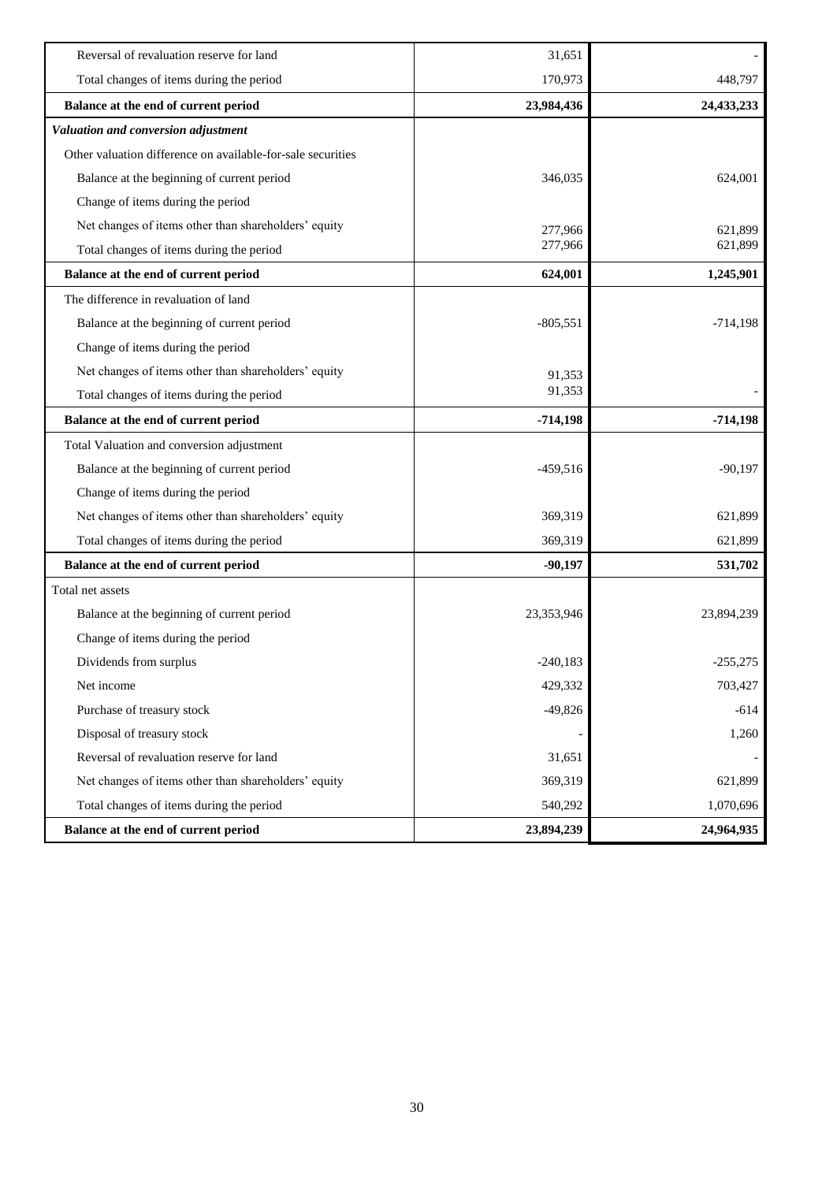| | | |
|---|---|---|
| Reversal of revaluation reserve for land | 31,651 | - |
| Total changes of items during the period | 170,973 | 448,797 |
| **Balance at the end of current period** | **23,984,436** | **24,433,233** |
| ***Valuation and conversion adjustment*** | | |
| Other valuation difference on available-for-sale securities | | |
| Balance at the beginning of current period | 346,035 | 624,001 |
| Change of items during the period | | |
| Net changes of items other than shareholders' equity | 277,966 | 621,899 |
| Total changes of items during the period | 277,966 | 621,899 |
| **Balance at the end of current period** | **624,001** | **1,245,901** |
| The difference in revaluation of land | | |
| Balance at the beginning of current period | -805,551 | -714,198 |
| Change of items during the period | | |
| Net changes of items other than shareholders' equity | 91,353 | |
| Total changes of items during the period | 91,353 | - |
| **Balance at the end of current period** | **-714,198** | **-714,198** |
| Total Valuation and conversion adjustment | | |
| Balance at the beginning of current period | -459,516 | -90,197 |
| Change of items during the period | | |
| Net changes of items other than shareholders' equity | 369,319 | 621,899 |
| Total changes of items during the period | 369,319 | 621,899 |
| **Balance at the end of current period** | **-90,197** | **531,702** |
| Total net assets | | |
| Balance at the beginning of current period | 23,353,946 | 23,894,239 |
| Change of items during the period | | |
| Dividends from surplus | -240,183 | -255,275 |
| Net income | 429,332 | 703,427 |
| Purchase of treasury stock | -49,826 | -614 |
| Disposal of treasury stock | - | 1,260 |
| Reversal of revaluation reserve for land | 31,651 | - |
| Net changes of items other than shareholders' equity | 369,319 | 621,899 |
| Total changes of items during the period | 540,292 | 1,070,696 |
| **Balance at the end of current period** | **23,894,239** | **24,964,935** |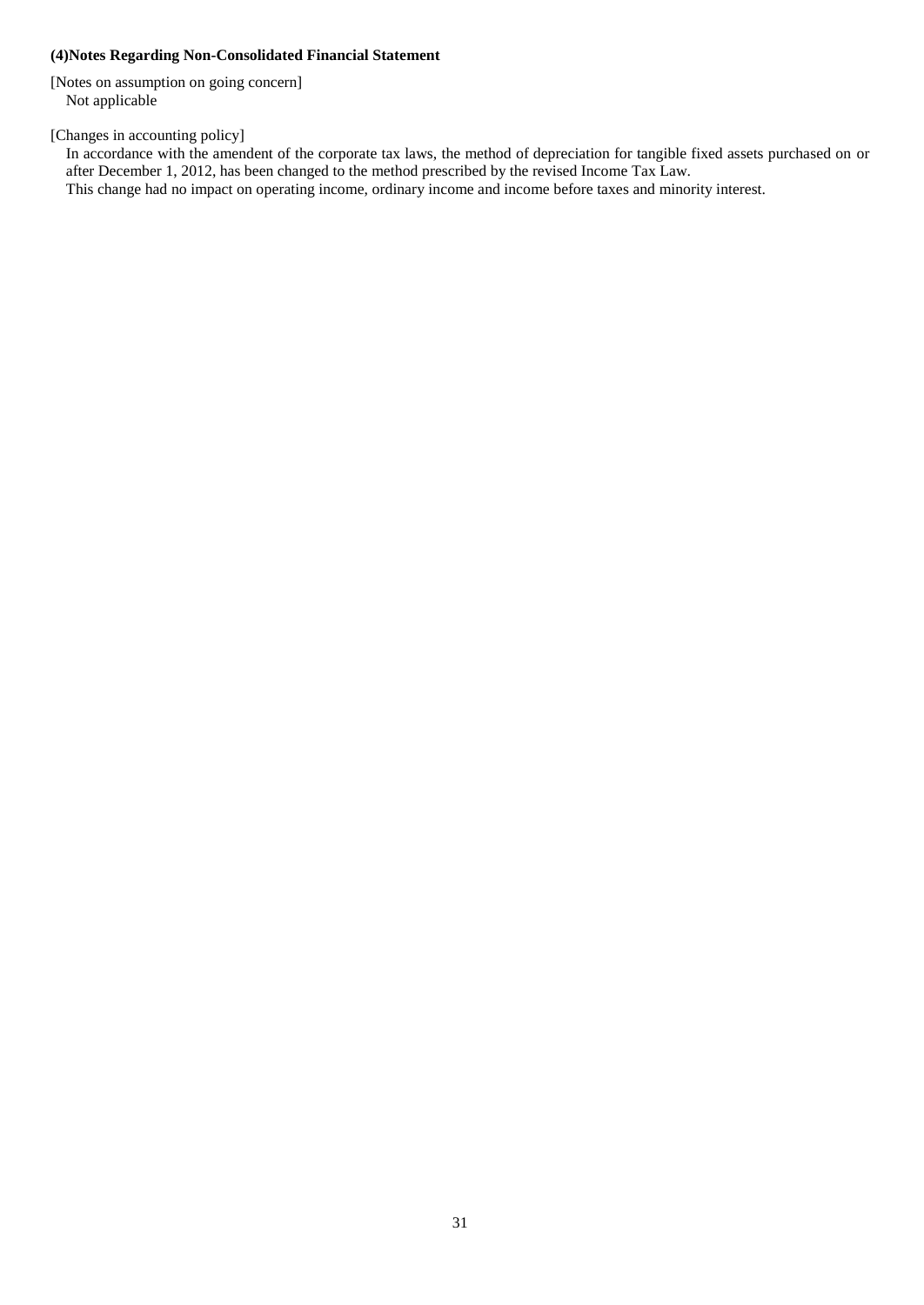### (4)Notes Regarding Non-Consolidated Financial Statement

[Notes on assumption on going concern]
Not applicable

[Changes in accounting policy]
In accordance with the amendent of the corporate tax laws, the method of depreciation for tangible fixed assets purchased on or after December 1, 2012, has been changed to the method prescribed by the revised Income Tax Law.
This change had no impact on operating income, ordinary income and income before taxes and minority interest.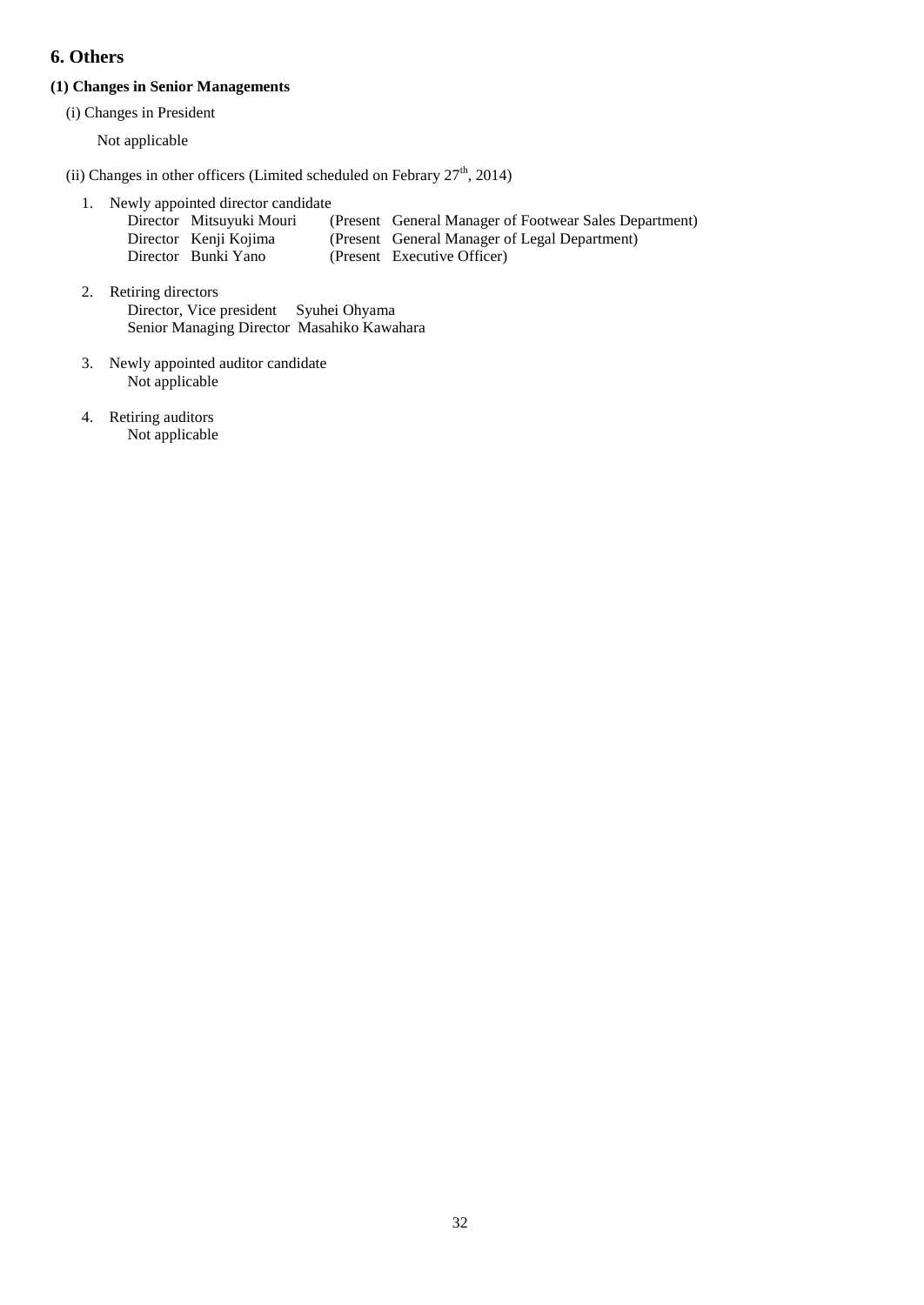## 6. Others

### (1) Changes in Senior Managements

(i) Changes in President

Not applicable

(ii) Changes in other officers (Limited scheduled on Febrary 27th, 2014)

1. Newly appointed director candidate
   Director Mitsuyuki Mouri (Present General Manager of Footwear Sales Department)
   Director Kenji Kojima (Present General Manager of Legal Department)
   Director Bunki Yano (Present Executive Officer)

2. Retiring directors
   Director, Vice president Syuhei Ohyama
   Senior Managing Director Masahiko Kawahara

3. Newly appointed auditor candidate
   Not applicable

4. Retiring auditors
   Not applicable